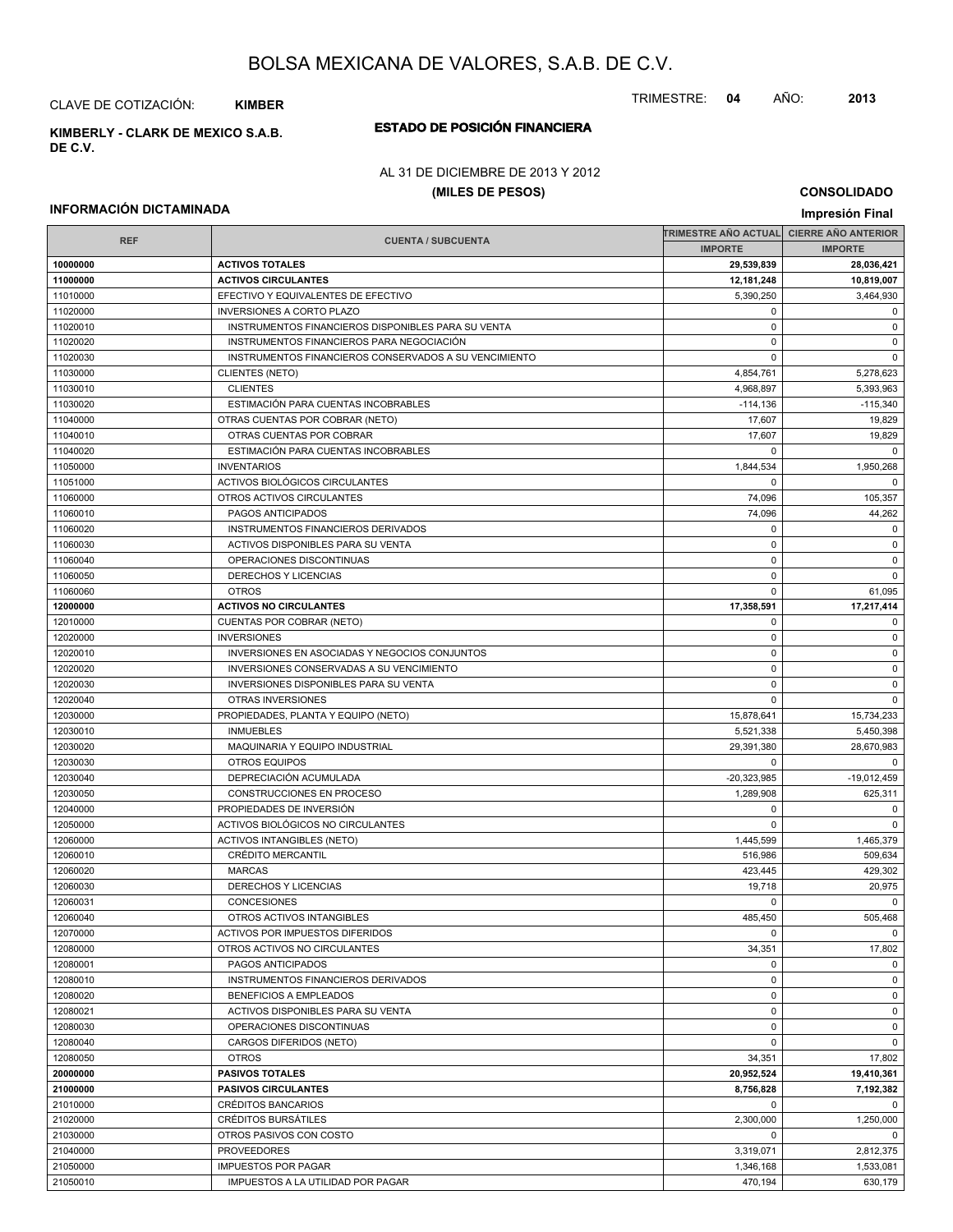# BOLSA MEXICANA DE VALORES, S.A.B. DE C.V.

CLAVE DE COTIZACIÓN: **KIMBER**

TRIMESTRE: **04** AÑO: **2013**

**KIMBERLY - CLARK DE MEXICO S.A.B. DE C.V.**

## ESTADO DE POSICIÓN FINANCIERA

AL 31 DE DICIEMBRE DE 2013 Y 2012

**(MILES DE PESOS)**

**CONSOLIDADO**

**INFORMACIÓN DICTAMINADA**

**Impresión Final**

| REF | CUENTA / SUBCUENTA | TRIMESTRE AÑO ACTUAL | CIERRE AÑO ANTERIOR |
|---|---|---|---|
| | | IMPORTE | IMPORTE |
| **10000000** | **ACTIVOS TOTALES** | **29,539,839** | **28,036,421** |
| **11000000** | **ACTIVOS CIRCULANTES** | **12,181,248** | **10,819,007** |
| 11010000 | EFECTIVO Y EQUIVALENTES DE EFECTIVO | 5,390,250 | 3,464,930 |
| 11020000 | INVERSIONES A CORTO PLAZO | 0 | 0 |
| 11020010 | INSTRUMENTOS FINANCIEROS DISPONIBLES PARA SU VENTA | 0 | 0 |
| 11020020 | INSTRUMENTOS FINANCIEROS PARA NEGOCIACIÓN | 0 | 0 |
| 11020030 | INSTRUMENTOS FINANCIEROS CONSERVADOS A SU VENCIMIENTO | 0 | 0 |
| 11030000 | CLIENTES (NETO) | 4,854,761 | 5,278,623 |
| 11030010 | CLIENTES | 4,968,897 | 5,393,963 |
| 11030020 | ESTIMACIÓN PARA CUENTAS INCOBRABLES | -114,136 | -115,340 |
| 11040000 | OTRAS CUENTAS POR COBRAR (NETO) | 17,607 | 19,829 |
| 11040010 | OTRAS CUENTAS POR COBRAR | 17,607 | 19,829 |
| 11040020 | ESTIMACIÓN PARA CUENTAS INCOBRABLES | 0 | 0 |
| 11050000 | INVENTARIOS | 1,844,534 | 1,950,268 |
| 11051000 | ACTIVOS BIOLÓGICOS CIRCULANTES | 0 | 0 |
| 11060000 | OTROS ACTIVOS CIRCULANTES | 74,096 | 105,357 |
| 11060010 | PAGOS ANTICIPADOS | 74,096 | 44,262 |
| 11060020 | INSTRUMENTOS FINANCIEROS DERIVADOS | 0 | 0 |
| 11060030 | ACTIVOS DISPONIBLES PARA SU VENTA | 0 | 0 |
| 11060040 | OPERACIONES DISCONTINUAS | 0 | 0 |
| 11060050 | DERECHOS Y LICENCIAS | 0 | 0 |
| 11060060 | OTROS | 0 | 61,095 |
| **12000000** | **ACTIVOS NO CIRCULANTES** | **17,358,591** | **17,217,414** |
| 12010000 | CUENTAS POR COBRAR (NETO) | 0 | 0 |
| 12020000 | INVERSIONES | 0 | 0 |
| 12020010 | INVERSIONES EN ASOCIADAS Y NEGOCIOS CONJUNTOS | 0 | 0 |
| 12020020 | INVERSIONES CONSERVADAS A SU VENCIMIENTO | 0 | 0 |
| 12020030 | INVERSIONES DISPONIBLES PARA SU VENTA | 0 | 0 |
| 12020040 | OTRAS INVERSIONES | 0 | 0 |
| 12030000 | PROPIEDADES, PLANTA Y EQUIPO (NETO) | 15,878,641 | 15,734,233 |
| 12030010 | INMUEBLES | 5,521,338 | 5,450,398 |
| 12030020 | MAQUINARIA Y EQUIPO INDUSTRIAL | 29,391,380 | 28,670,983 |
| 12030030 | OTROS EQUIPOS | 0 | 0 |
| 12030040 | DEPRECIACIÓN ACUMULADA | -20,323,985 | -19,012,459 |
| 12030050 | CONSTRUCCIONES EN PROCESO | 1,289,908 | 625,311 |
| 12040000 | PROPIEDADES DE INVERSIÓN | 0 | 0 |
| 12050000 | ACTIVOS BIOLÓGICOS NO CIRCULANTES | 0 | 0 |
| 12060000 | ACTIVOS INTANGIBLES (NETO) | 1,445,599 | 1,465,379 |
| 12060010 | CRÉDITO MERCANTIL | 516,986 | 509,634 |
| 12060020 | MARCAS | 423,445 | 429,302 |
| 12060030 | DERECHOS Y LICENCIAS | 19,718 | 20,975 |
| 12060031 | CONCESIONES | 0 | 0 |
| 12060040 | OTROS ACTIVOS INTANGIBLES | 485,450 | 505,468 |
| 12070000 | ACTIVOS POR IMPUESTOS DIFERIDOS | 0 | 0 |
| 12080000 | OTROS ACTIVOS NO CIRCULANTES | 34,351 | 17,802 |
| 12080001 | PAGOS ANTICIPADOS | 0 | 0 |
| 12080010 | INSTRUMENTOS FINANCIEROS DERIVADOS | 0 | 0 |
| 12080020 | BENEFICIOS A EMPLEADOS | 0 | 0 |
| 12080021 | ACTIVOS DISPONIBLES PARA SU VENTA | 0 | 0 |
| 12080030 | OPERACIONES DISCONTINUAS | 0 | 0 |
| 12080040 | CARGOS DIFERIDOS (NETO) | 0 | 0 |
| 12080050 | OTROS | 34,351 | 17,802 |
| **20000000** | **PASIVOS TOTALES** | **20,952,524** | **19,410,361** |
| **21000000** | **PASIVOS CIRCULANTES** | **8,756,828** | **7,192,382** |
| 21010000 | CRÉDITOS BANCARIOS | 0 | 0 |
| 21020000 | CRÉDITOS BURSÁTILES | 2,300,000 | 1,250,000 |
| 21030000 | OTROS PASIVOS CON COSTO | 0 | 0 |
| 21040000 | PROVEEDORES | 3,319,071 | 2,812,375 |
| 21050000 | IMPUESTOS POR PAGAR | 1,346,168 | 1,533,081 |
| 21050010 | IMPUESTOS A LA UTILIDAD POR PAGAR | 470,194 | 630,179 |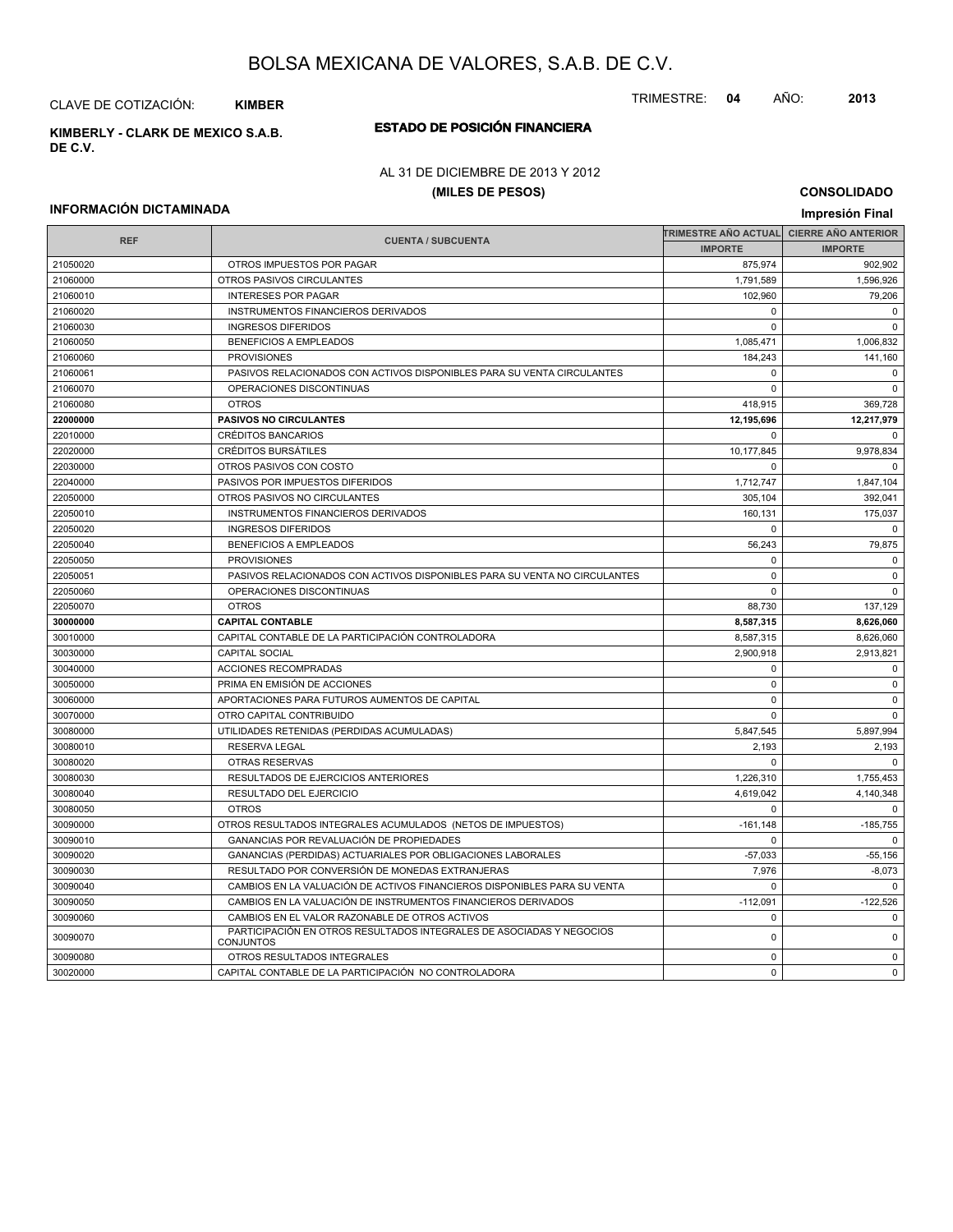# BOLSA MEXICANA DE VALORES, S.A.B. DE C.V.

CLAVE DE COTIZACIÓN: **KIMBER**

TRIMESTRE: **04** AÑO: **2013**

**KIMBERLY - CLARK DE MEXICO S.A.B. DE C.V.**

## ESTADO DE POSICIÓN FINANCIERA

AL 31 DE DICIEMBRE DE 2013 Y 2012

**(MILES DE PESOS)**

**CONSOLIDADO**

**INFORMACIÓN DICTAMINADA**

**Impresión Final**

| REF | CUENTA / SUBCUENTA | TRIMESTRE AÑO ACTUAL | CIERRE AÑO ANTERIOR |
|---|---|---|---|
| | | IMPORTE | IMPORTE |
| 21050020 | OTROS IMPUESTOS POR PAGAR | 875,974 | 902,902 |
| 21060000 | OTROS PASIVOS CIRCULANTES | 1,791,589 | 1,596,926 |
| 21060010 | INTERESES POR PAGAR | 102,960 | 79,206 |
| 21060020 | INSTRUMENTOS FINANCIEROS DERIVADOS | 0 | 0 |
| 21060030 | INGRESOS DIFERIDOS | 0 | 0 |
| 21060050 | BENEFICIOS A EMPLEADOS | 1,085,471 | 1,006,832 |
| 21060060 | PROVISIONES | 184,243 | 141,160 |
| 21060061 | PASIVOS RELACIONADOS CON ACTIVOS DISPONIBLES PARA SU VENTA CIRCULANTES | 0 | 0 |
| 21060070 | OPERACIONES DISCONTINUAS | 0 | 0 |
| 21060080 | OTROS | 418,915 | 369,728 |
| **22000000** | **PASIVOS NO CIRCULANTES** | **12,195,696** | **12,217,979** |
| 22010000 | CRÉDITOS BANCARIOS | 0 | 0 |
| 22020000 | CRÉDITOS BURSÁTILES | 10,177,845 | 9,978,834 |
| 22030000 | OTROS PASIVOS CON COSTO | 0 | 0 |
| 22040000 | PASIVOS POR IMPUESTOS DIFERIDOS | 1,712,747 | 1,847,104 |
| 22050000 | OTROS PASIVOS NO CIRCULANTES | 305,104 | 392,041 |
| 22050010 | INSTRUMENTOS FINANCIEROS DERIVADOS | 160,131 | 175,037 |
| 22050020 | INGRESOS DIFERIDOS | 0 | 0 |
| 22050040 | BENEFICIOS A EMPLEADOS | 56,243 | 79,875 |
| 22050050 | PROVISIONES | 0 | 0 |
| 22050051 | PASIVOS RELACIONADOS CON ACTIVOS DISPONIBLES PARA SU VENTA NO CIRCULANTES | 0 | 0 |
| 22050060 | OPERACIONES DISCONTINUAS | 0 | 0 |
| 22050070 | OTROS | 88,730 | 137,129 |
| **30000000** | **CAPITAL CONTABLE** | **8,587,315** | **8,626,060** |
| 30010000 | CAPITAL CONTABLE DE LA PARTICIPACIÓN CONTROLADORA | 8,587,315 | 8,626,060 |
| 30030000 | CAPITAL SOCIAL | 2,900,918 | 2,913,821 |
| 30040000 | ACCIONES RECOMPRADAS | 0 | 0 |
| 30050000 | PRIMA EN EMISIÓN DE ACCIONES | 0 | 0 |
| 30060000 | APORTACIONES PARA FUTUROS AUMENTOS DE CAPITAL | 0 | 0 |
| 30070000 | OTRO CAPITAL CONTRIBUIDO | 0 | 0 |
| 30080000 | UTILIDADES RETENIDAS (PERDIDAS ACUMULADAS) | 5,847,545 | 5,897,994 |
| 30080010 | RESERVA LEGAL | 2,193 | 2,193 |
| 30080020 | OTRAS RESERVAS | 0 | 0 |
| 30080030 | RESULTADOS DE EJERCICIOS ANTERIORES | 1,226,310 | 1,755,453 |
| 30080040 | RESULTADO DEL EJERCICIO | 4,619,042 | 4,140,348 |
| 30080050 | OTROS | 0 | 0 |
| 30090000 | OTROS RESULTADOS INTEGRALES ACUMULADOS (NETOS DE IMPUESTOS) | -161,148 | -185,755 |
| 30090010 | GANANCIAS POR REVALUACIÓN DE PROPIEDADES | 0 | 0 |
| 30090020 | GANANCIAS (PERDIDAS) ACTUARIALES POR OBLIGACIONES LABORALES | -57,033 | -55,156 |
| 30090030 | RESULTADO POR CONVERSIÓN DE MONEDAS EXTRANJERAS | 7,976 | -8,073 |
| 30090040 | CAMBIOS EN LA VALUACIÓN DE ACTIVOS FINANCIEROS DISPONIBLES PARA SU VENTA | 0 | 0 |
| 30090050 | CAMBIOS EN LA VALUACIÓN DE INSTRUMENTOS FINANCIEROS DERIVADOS | -112,091 | -122,526 |
| 30090060 | CAMBIOS EN EL VALOR RAZONABLE DE OTROS ACTIVOS | 0 | 0 |
| 30090070 | PARTICIPACIÓN EN OTROS RESULTADOS INTEGRALES DE ASOCIADAS Y NEGOCIOS CONJUNTOS | 0 | 0 |
| 30090080 | OTROS RESULTADOS INTEGRALES | 0 | 0 |
| 30020000 | CAPITAL CONTABLE DE LA PARTICIPACIÓN NO CONTROLADORA | 0 | 0 |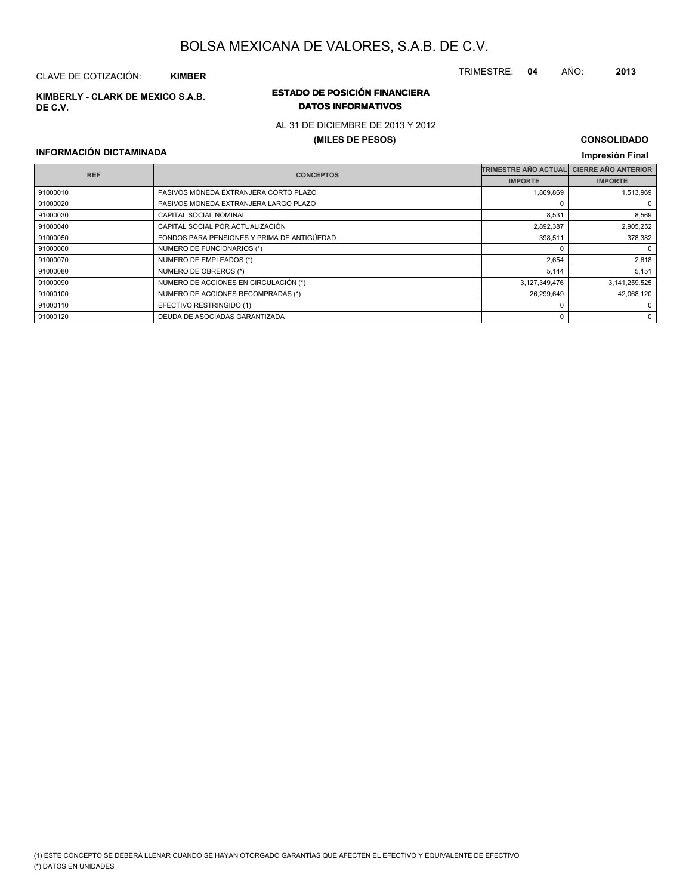# BOLSA MEXICANA DE VALORES, S.A.B. DE C.V.

CLAVE DE COTIZACIÓN: **KIMBER**

TRIMESTRE: **04** AÑO: **2013**

**KIMBERLY - CLARK DE MEXICO S.A.B. DE C.V.**

## ESTADO DE POSICIÓN FINANCIERA
### DATOS INFORMATIVOS

AL 31 DE DICIEMBRE DE 2013 Y 2012

**(MILES DE PESOS)**

**CONSOLIDADO**

**INFORMACIÓN DICTAMINADA**

**Impresión Final**

| REF | CONCEPTOS | TRIMESTRE AÑO ACTUAL | CIERRE AÑO ANTERIOR |
|---|---|---|---|
| | | IMPORTE | IMPORTE |
| 91000010 | PASIVOS MONEDA EXTRANJERA CORTO PLAZO | 1,869,869 | 1,513,969 |
| 91000020 | PASIVOS MONEDA EXTRANJERA LARGO PLAZO | 0 | 0 |
| 91000030 | CAPITAL SOCIAL NOMINAL | 8,531 | 8,569 |
| 91000040 | CAPITAL SOCIAL POR ACTUALIZACIÓN | 2,892,387 | 2,905,252 |
| 91000050 | FONDOS PARA PENSIONES Y PRIMA DE ANTIGÜEDAD | 398,511 | 378,382 |
| 91000060 | NUMERO DE FUNCIONARIOS (*) | 0 | 0 |
| 91000070 | NUMERO DE EMPLEADOS (*) | 2,654 | 2,618 |
| 91000080 | NUMERO DE OBREROS (*) | 5,144 | 5,151 |
| 91000090 | NUMERO DE ACCIONES EN CIRCULACIÓN (*) | 3,127,349,476 | 3,141,259,525 |
| 91000100 | NUMERO DE ACCIONES RECOMPRADAS (*) | 26,299,649 | 42,068,120 |
| 91000110 | EFECTIVO RESTRINGIDO (1) | 0 | 0 |
| 91000120 | DEUDA DE ASOCIADAS GARANTIZADA | 0 | 0 |

(1) ESTE CONCEPTO SE DEBERÁ LLENAR CUANDO SE HAYAN OTORGADO GARANTÍAS QUE AFECTEN EL EFECTIVO Y EQUIVALENTE DE EFECTIVO

(*) DATOS EN UNIDADES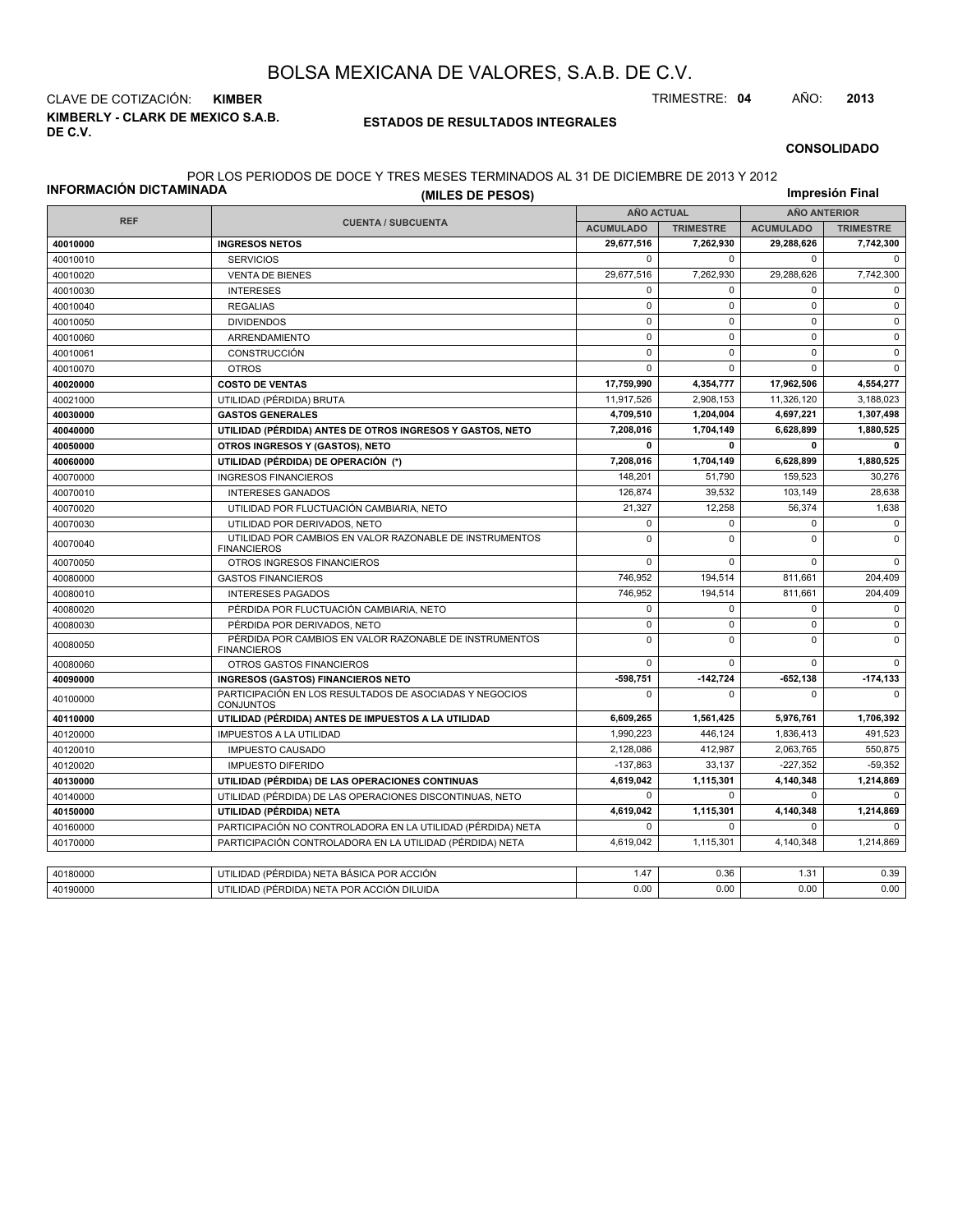# BOLSA MEXICANA DE VALORES, S.A.B. DE C.V.

CLAVE DE COTIZACIÓN: **KIMBER**

TRIMESTRE: **04** AÑO: **2013**

**KIMBERLY - CLARK DE MEXICO S.A.B. DE C.V.**

## ESTADOS DE RESULTADOS INTEGRALES

**CONSOLIDADO**

POR LOS PERIODOS DE DOCE Y TRES MESES TERMINADOS AL 31 DE DICIEMBRE DE 2013 Y 2012

**INFORMACIÓN DICTAMINADA**

**(MILES DE PESOS)**

**Impresión Final**

| REF | CUENTA / SUBCUENTA | AÑO ACTUAL | | AÑO ANTERIOR | |
|---|---|---|---|---|---|
| | | ACUMULADO | TRIMESTRE | ACUMULADO | TRIMESTRE |
| **40010000** | **INGRESOS NETOS** | **29,677,516** | **7,262,930** | **29,288,626** | **7,742,300** |
| 40010010 | SERVICIOS | 0 | 0 | 0 | 0 |
| 40010020 | VENTA DE BIENES | 29,677,516 | 7,262,930 | 29,288,626 | 7,742,300 |
| 40010030 | INTERESES | 0 | 0 | 0 | 0 |
| 40010040 | REGALIAS | 0 | 0 | 0 | 0 |
| 40010050 | DIVIDENDOS | 0 | 0 | 0 | 0 |
| 40010060 | ARRENDAMIENTO | 0 | 0 | 0 | 0 |
| 40010061 | CONSTRUCCIÓN | 0 | 0 | 0 | 0 |
| 40010070 | OTROS | 0 | 0 | 0 | 0 |
| **40020000** | **COSTO DE VENTAS** | **17,759,990** | **4,354,777** | **17,962,506** | **4,554,277** |
| 40021000 | UTILIDAD (PÉRDIDA) BRUTA | 11,917,526 | 2,908,153 | 11,326,120 | 3,188,023 |
| **40030000** | **GASTOS GENERALES** | **4,709,510** | **1,204,004** | **4,697,221** | **1,307,498** |
| **40040000** | **UTILIDAD (PÉRDIDA) ANTES DE OTROS INGRESOS Y GASTOS, NETO** | **7,208,016** | **1,704,149** | **6,628,899** | **1,880,525** |
| **40050000** | **OTROS INGRESOS Y (GASTOS), NETO** | **0** | **0** | **0** | **0** |
| **40060000** | **UTILIDAD (PÉRDIDA) DE OPERACIÓN (\*)** | **7,208,016** | **1,704,149** | **6,628,899** | **1,880,525** |
| 40070000 | INGRESOS FINANCIEROS | 148,201 | 51,790 | 159,523 | 30,276 |
| 40070010 | INTERESES GANADOS | 126,874 | 39,532 | 103,149 | 28,638 |
| 40070020 | UTILIDAD POR FLUCTUACIÓN CAMBIARIA, NETO | 21,327 | 12,258 | 56,374 | 1,638 |
| 40070030 | UTILIDAD POR DERIVADOS, NETO | 0 | 0 | 0 | 0 |
| 40070040 | UTILIDAD POR CAMBIOS EN VALOR RAZONABLE DE INSTRUMENTOS FINANCIEROS | 0 | 0 | 0 | 0 |
| 40070050 | OTROS INGRESOS FINANCIEROS | 0 | 0 | 0 | 0 |
| 40080000 | GASTOS FINANCIEROS | 746,952 | 194,514 | 811,661 | 204,409 |
| 40080010 | INTERESES PAGADOS | 746,952 | 194,514 | 811,661 | 204,409 |
| 40080020 | PÉRDIDA POR FLUCTUACIÓN CAMBIARIA, NETO | 0 | 0 | 0 | 0 |
| 40080030 | PÉRDIDA POR DERIVADOS, NETO | 0 | 0 | 0 | 0 |
| 40080050 | PÉRDIDA POR CAMBIOS EN VALOR RAZONABLE DE INSTRUMENTOS FINANCIEROS | 0 | 0 | 0 | 0 |
| 40080060 | OTROS GASTOS FINANCIEROS | 0 | 0 | 0 | 0 |
| **40090000** | **INGRESOS (GASTOS) FINANCIEROS NETO** | **-598,751** | **-142,724** | **-652,138** | **-174,133** |
| 40100000 | PARTICIPACIÓN EN LOS RESULTADOS DE ASOCIADAS Y NEGOCIOS CONJUNTOS | 0 | 0 | 0 | 0 |
| **40110000** | **UTILIDAD (PÉRDIDA) ANTES DE IMPUESTOS A LA UTILIDAD** | **6,609,265** | **1,561,425** | **5,976,761** | **1,706,392** |
| 40120000 | IMPUESTOS A LA UTILIDAD | 1,990,223 | 446,124 | 1,836,413 | 491,523 |
| 40120010 | IMPUESTO CAUSADO | 2,128,086 | 412,987 | 2,063,765 | 550,875 |
| 40120020 | IMPUESTO DIFERIDO | -137,863 | 33,137 | -227,352 | -59,352 |
| **40130000** | **UTILIDAD (PÉRDIDA) DE LAS OPERACIONES CONTINUAS** | **4,619,042** | **1,115,301** | **4,140,348** | **1,214,869** |
| 40140000 | UTILIDAD (PÉRDIDA) DE LAS OPERACIONES DISCONTINUAS, NETO | 0 | 0 | 0 | 0 |
| **40150000** | **UTILIDAD (PÉRDIDA) NETA** | **4,619,042** | **1,115,301** | **4,140,348** | **1,214,869** |
| 40160000 | PARTICIPACIÓN NO CONTROLADORA EN LA UTILIDAD (PÉRDIDA) NETA | 0 | 0 | 0 | 0 |
| 40170000 | PARTICIPACIÓN CONTROLADORA EN LA UTILIDAD (PÉRDIDA) NETA | 4,619,042 | 1,115,301 | 4,140,348 | 1,214,869 |

| REF | CUENTA / SUBCUENTA | ACUMULADO | TRIMESTRE | ACUMULADO | TRIMESTRE |
|---|---|---|---|---|---|
| 40180000 | UTILIDAD (PÉRDIDA) NETA BÁSICA POR ACCIÓN | 1.47 | 0.36 | 1.31 | 0.39 |
| 40190000 | UTILIDAD (PÉRDIDA) NETA POR ACCIÓN DILUIDA | 0.00 | 0.00 | 0.00 | 0.00 |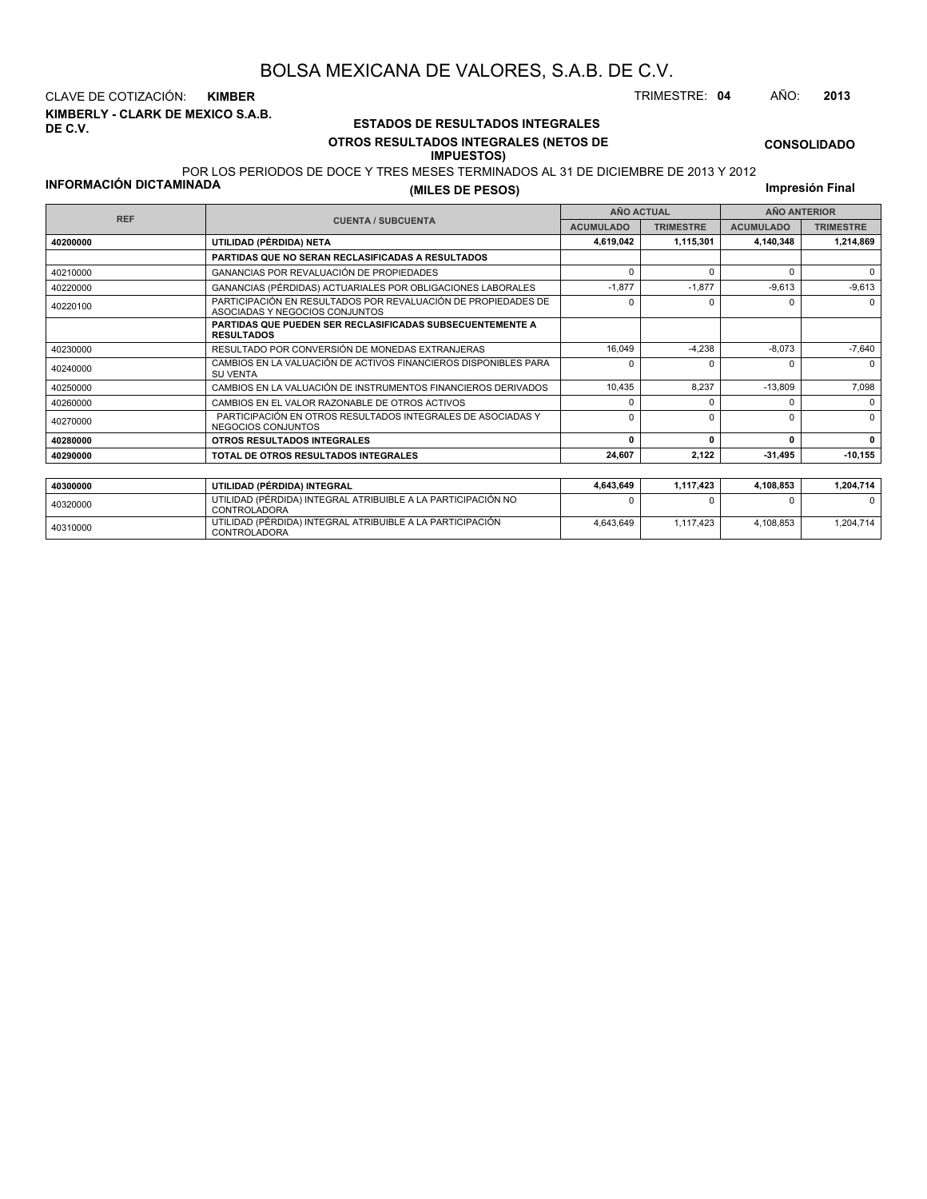# BOLSA MEXICANA DE VALORES, S.A.B. DE C.V.

CLAVE DE COTIZACIÓN: **KIMBER** TRIMESTRE: **04** AÑO: **2013**

**KIMBERLY - CLARK DE MEXICO S.A.B. DE C.V.**

## ESTADOS DE RESULTADOS INTEGRALES

### OTROS RESULTADOS INTEGRALES (NETOS DE IMPUESTOS)

**CONSOLIDADO**

POR LOS PERIODOS DE DOCE Y TRES MESES TERMINADOS AL 31 DE DICIEMBRE DE 2013 Y 2012

**INFORMACIÓN DICTAMINADA**

**(MILES DE PESOS)**

**Impresión Final**

| REF | CUENTA / SUBCUENTA | AÑO ACTUAL | | AÑO ANTERIOR | |
|---|---|---|---|---|---|
| | | ACUMULADO | TRIMESTRE | ACUMULADO | TRIMESTRE |
| **40200000** | **UTILIDAD (PÉRDIDA) NETA** | **4,619,042** | **1,115,301** | **4,140,348** | **1,214,869** |
| | **PARTIDAS QUE NO SERAN RECLASIFICADAS A RESULTADOS** | | | | |
| 40210000 | GANANCIAS POR REVALUACIÓN DE PROPIEDADES | 0 | 0 | 0 | 0 |
| 40220000 | GANANCIAS (PÉRDIDAS) ACTUARIALES POR OBLIGACIONES LABORALES | -1,877 | -1,877 | -9,613 | -9,613 |
| 40220100 | PARTICIPACIÓN EN RESULTADOS POR REVALUACIÓN DE PROPIEDADES DE ASOCIADAS Y NEGOCIOS CONJUNTOS | 0 | 0 | 0 | 0 |
| | **PARTIDAS QUE PUEDEN SER RECLASIFICADAS SUBSECUENTEMENTE A RESULTADOS** | | | | |
| 40230000 | RESULTADO POR CONVERSIÓN DE MONEDAS EXTRANJERAS | 16,049 | -4,238 | -8,073 | -7,640 |
| 40240000 | CAMBIOS EN LA VALUACIÓN DE ACTIVOS FINANCIEROS DISPONIBLES PARA SU VENTA | 0 | 0 | 0 | 0 |
| 40250000 | CAMBIOS EN LA VALUACIÓN DE INSTRUMENTOS FINANCIEROS DERIVADOS | 10,435 | 8,237 | -13,809 | 7,098 |
| 40260000 | CAMBIOS EN EL VALOR RAZONABLE DE OTROS ACTIVOS | 0 | 0 | 0 | 0 |
| 40270000 | PARTICIPACIÓN EN OTROS RESULTADOS INTEGRALES DE ASOCIADAS Y NEGOCIOS CONJUNTOS | 0 | 0 | 0 | 0 |
| **40280000** | **OTROS RESULTADOS INTEGRALES** | **0** | **0** | **0** | **0** |
| **40290000** | **TOTAL DE OTROS RESULTADOS INTEGRALES** | **24,607** | **2,122** | **-31,495** | **-10,155** |

| REF | CUENTA / SUBCUENTA | ACUMULADO | TRIMESTRE | ACUMULADO | TRIMESTRE |
|---|---|---|---|---|---|
| **40300000** | **UTILIDAD (PÉRDIDA) INTEGRAL** | **4,643,649** | **1,117,423** | **4,108,853** | **1,204,714** |
| 40320000 | UTILIDAD (PÉRDIDA) INTEGRAL ATRIBUIBLE A LA PARTICIPACIÓN NO CONTROLADORA | 0 | 0 | 0 | 0 |
| 40310000 | UTILIDAD (PÉRDIDA) INTEGRAL ATRIBUIBLE A LA PARTICIPACIÓN CONTROLADORA | 4,643,649 | 1,117,423 | 4,108,853 | 1,204,714 |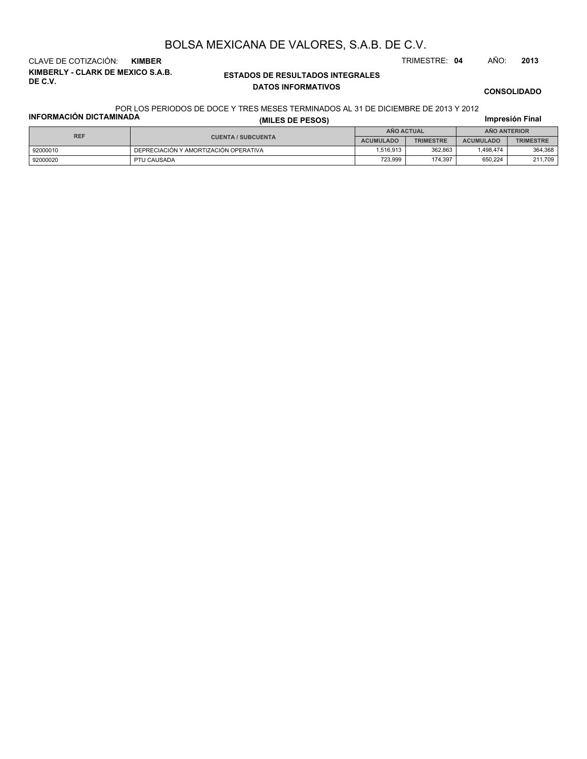# BOLSA MEXICANA DE VALORES, S.A.B. DE C.V.

CLAVE DE COTIZACIÓN: **KIMBER**

TRIMESTRE: **04** AÑO: **2013**

**KIMBERLY - CLARK DE MEXICO S.A.B. DE C.V.**

**ESTADOS DE RESULTADOS INTEGRALES**

**DATOS INFORMATIVOS**

**CONSOLIDADO**

POR LOS PERIODOS DE DOCE Y TRES MESES TERMINADOS AL 31 DE DICIEMBRE DE 2013 Y 2012

**INFORMACIÓN DICTAMINADA**

**(MILES DE PESOS)**

**Impresión Final**

| REF | CUENTA / SUBCUENTA | AÑO ACTUAL | | AÑO ANTERIOR | |
|---|---|---|---|---|---|
| | | ACUMULADO | TRIMESTRE | ACUMULADO | TRIMESTRE |
| 92000010 | DEPRECIACIÓN Y AMORTIZACIÓN OPERATIVA | 1,516,913 | 362,863 | 1,498,474 | 364,368 |
| 92000020 | PTU CAUSADA | 723,999 | 174,397 | 650,224 | 211,709 |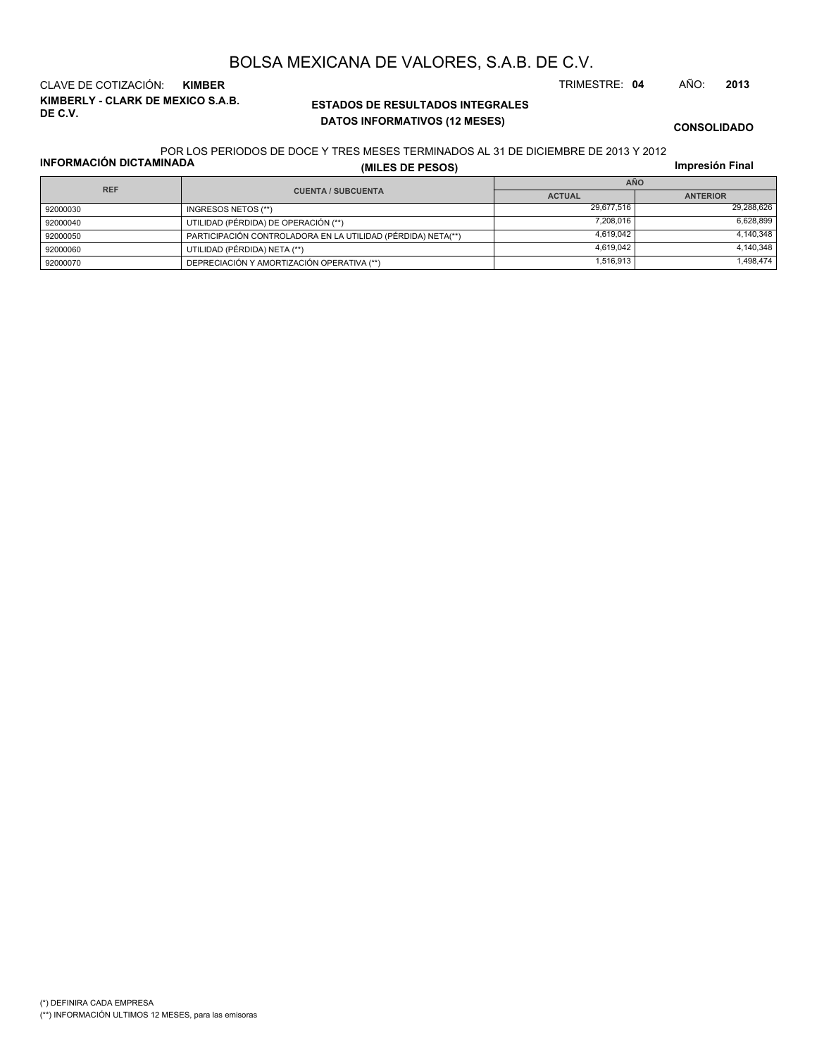# BOLSA MEXICANA DE VALORES, S.A.B. DE C.V.

CLAVE DE COTIZACIÓN: **KIMBER**

TRIMESTRE: **04** AÑO: **2013**

**KIMBERLY - CLARK DE MEXICO S.A.B. DE C.V.**

**ESTADOS DE RESULTADOS INTEGRALES**

**DATOS INFORMATIVOS (12 MESES)**

**CONSOLIDADO**

POR LOS PERIODOS DE DOCE Y TRES MESES TERMINADOS AL 31 DE DICIEMBRE DE 2013 Y 2012

**INFORMACIÓN DICTAMINADA**

**(MILES DE PESOS)**

**Impresión Final**

| REF | CUENTA / SUBCUENTA | AÑO | |
|---|---|---|---|
| | | ACTUAL | ANTERIOR |
| 92000030 | INGRESOS NETOS (**) | 29,677,516 | 29,288,626 |
| 92000040 | UTILIDAD (PÉRDIDA) DE OPERACIÓN (**) | 7,208,016 | 6,628,899 |
| 92000050 | PARTICIPACIÓN CONTROLADORA EN LA UTILIDAD (PÉRDIDA) NETA(**) | 4,619,042 | 4,140,348 |
| 92000060 | UTILIDAD (PÉRDIDA) NETA (**) | 4,619,042 | 4,140,348 |
| 92000070 | DEPRECIACIÓN Y AMORTIZACIÓN OPERATIVA (**) | 1,516,913 | 1,498,474 |

(*) DEFINIRA CADA EMPRESA

(**) INFORMACIÓN ULTIMOS 12 MESES, para las emisoras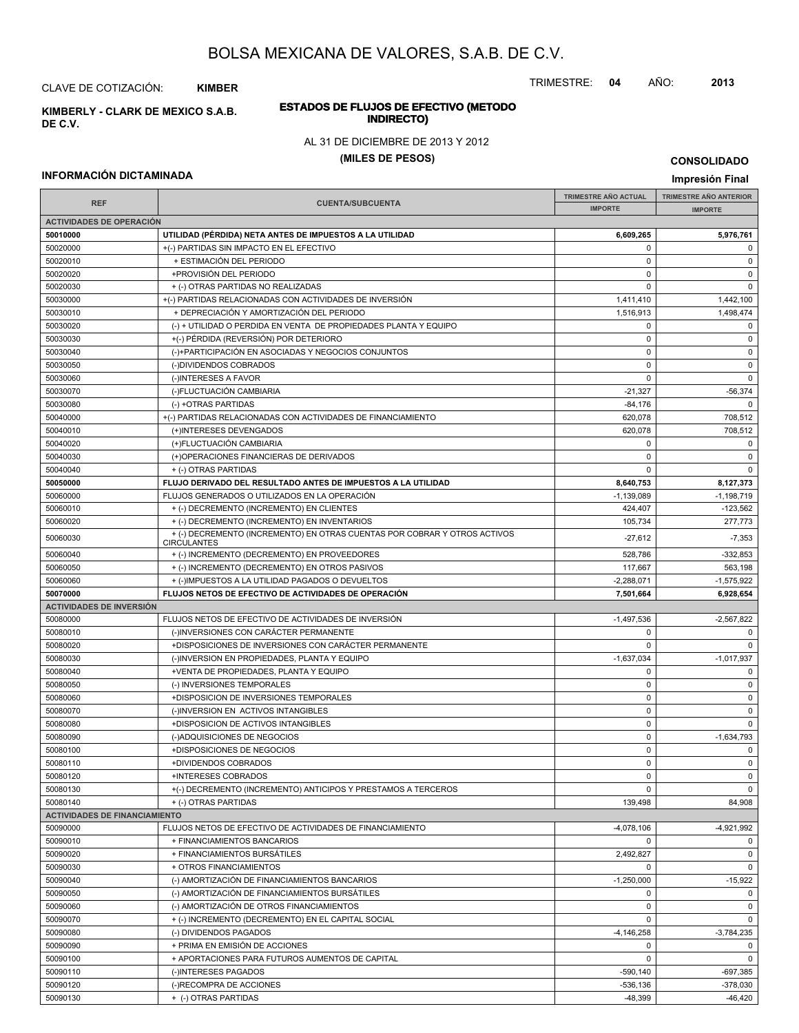# BOLSA MEXICANA DE VALORES, S.A.B. DE C.V.

CLAVE DE COTIZACIÓN: **KIMBER**

TRIMESTRE: **04** AÑO: **2013**

**KIMBERLY - CLARK DE MEXICO S.A.B. DE C.V.**

**ESTADOS DE FLUJOS DE EFECTIVO (METODO INDIRECTO)**

AL 31 DE DICIEMBRE DE 2013 Y 2012

**(MILES DE PESOS)**

**CONSOLIDADO**

**INFORMACIÓN DICTAMINADA**

**Impresión Final**

| REF | CUENTA/SUBCUENTA | TRIMESTRE AÑO ACTUAL IMPORTE | TRIMESTRE AÑO ANTERIOR IMPORTE |
|---|---|---|---|
| **ACTIVIDADES DE OPERACIÓN** | | | |
| **50010000** | **UTILIDAD (PÉRDIDA) NETA ANTES DE IMPUESTOS A LA UTILIDAD** | **6,609,265** | **5,976,761** |
| 50020000 | +(-) PARTIDAS SIN IMPACTO EN EL EFECTIVO | 0 | 0 |
| 50020010 | + ESTIMACIÓN DEL PERIODO | 0 | 0 |
| 50020020 | +PROVISIÓN DEL PERIODO | 0 | 0 |
| 50020030 | + (-) OTRAS PARTIDAS NO REALIZADAS | 0 | 0 |
| 50030000 | +(-) PARTIDAS RELACIONADAS CON ACTIVIDADES DE INVERSIÓN | 1,411,410 | 1,442,100 |
| 50030010 | + DEPRECIACIÓN Y AMORTIZACIÓN DEL PERIODO | 1,516,913 | 1,498,474 |
| 50030020 | (-) + UTILIDAD O PERDIDA EN VENTA DE PROPIEDADES PLANTA Y EQUIPO | 0 | 0 |
| 50030030 | +(-) PÉRDIDA (REVERSIÓN) POR DETERIORO | 0 | 0 |
| 50030040 | (-)+PARTICIPACIÓN EN ASOCIADAS Y NEGOCIOS CONJUNTOS | 0 | 0 |
| 50030050 | (-)DIVIDENDOS COBRADOS | 0 | 0 |
| 50030060 | (-)INTERESES A FAVOR | 0 | 0 |
| 50030070 | (-)FLUCTUACIÓN CAMBIARIA | -21,327 | -56,374 |
| 50030080 | (-) +OTRAS PARTIDAS | -84,176 | 0 |
| 50040000 | +(-) PARTIDAS RELACIONADAS CON ACTIVIDADES DE FINANCIAMIENTO | 620,078 | 708,512 |
| 50040010 | (+)INTERESES DEVENGADOS | 620,078 | 708,512 |
| 50040020 | (+)FLUCTUACIÓN CAMBIARIA | 0 | 0 |
| 50040030 | (+)OPERACIONES FINANCIERAS DE DERIVADOS | 0 | 0 |
| 50040040 | + (-) OTRAS PARTIDAS | 0 | 0 |
| **50050000** | **FLUJO DERIVADO DEL RESULTADO ANTES DE IMPUESTOS A LA UTILIDAD** | **8,640,753** | **8,127,373** |
| 50060000 | FLUJOS GENERADOS O UTILIZADOS EN LA OPERACIÓN | -1,139,089 | -1,198,719 |
| 50060010 | + (-) DECREMENTO (INCREMENTO) EN CLIENTES | 424,407 | -123,562 |
| 50060020 | + (-) DECREMENTO (INCREMENTO) EN INVENTARIOS | 105,734 | 277,773 |
| 50060030 | + (-) DECREMENTO (INCREMENTO) EN OTRAS CUENTAS POR COBRAR Y OTROS ACTIVOS CIRCULANTES | -27,612 | -7,353 |
| 50060040 | + (-) INCREMENTO (DECREMENTO) EN PROVEEDORES | 528,786 | -332,853 |
| 50060050 | + (-) INCREMENTO (DECREMENTO) EN OTROS PASIVOS | 117,667 | 563,198 |
| 50060060 | + (-)IMPUESTOS A LA UTILIDAD PAGADOS O DEVUELTOS | -2,288,071 | -1,575,922 |
| **50070000** | **FLUJOS NETOS DE EFECTIVO DE ACTIVIDADES DE OPERACIÓN** | **7,501,664** | **6,928,654** |
| **ACTIVIDADES DE INVERSIÓN** | | | |
| 50080000 | FLUJOS NETOS DE EFECTIVO DE ACTIVIDADES DE INVERSIÓN | -1,497,536 | -2,567,822 |
| 50080010 | (-)INVERSIONES CON CARÁCTER PERMANENTE | 0 | 0 |
| 50080020 | +DISPOSICIONES DE INVERSIONES CON CARÁCTER PERMANENTE | 0 | 0 |
| 50080030 | (-)INVERSION EN PROPIEDADES, PLANTA Y EQUIPO | -1,637,034 | -1,017,937 |
| 50080040 | +VENTA DE PROPIEDADES, PLANTA Y EQUIPO | 0 | 0 |
| 50080050 | (-) INVERSIONES TEMPORALES | 0 | 0 |
| 50080060 | +DISPOSICION DE INVERSIONES TEMPORALES | 0 | 0 |
| 50080070 | (-)INVERSION EN ACTIVOS INTANGIBLES | 0 | 0 |
| 50080080 | +DISPOSICION DE ACTIVOS INTANGIBLES | 0 | 0 |
| 50080090 | (-)ADQUISICIONES DE NEGOCIOS | 0 | -1,634,793 |
| 50080100 | +DISPOSICIONES DE NEGOCIOS | 0 | 0 |
| 50080110 | +DIVIDENDOS COBRADOS | 0 | 0 |
| 50080120 | +INTERESES COBRADOS | 0 | 0 |
| 50080130 | +(-) DECREMENTO (INCREMENTO) ANTICIPOS Y PRESTAMOS A TERCEROS | 0 | 0 |
| 50080140 | + (-) OTRAS PARTIDAS | 139,498 | 84,908 |
| **ACTIVIDADES DE FINANCIAMIENTO** | | | |
| 50090000 | FLUJOS NETOS DE EFECTIVO DE ACTIVIDADES DE FINANCIAMIENTO | -4,078,106 | -4,921,992 |
| 50090010 | + FINANCIAMIENTOS BANCARIOS | 0 | 0 |
| 50090020 | + FINANCIAMIENTOS BURSÁTILES | 2,492,827 | 0 |
| 50090030 | + OTROS FINANCIAMIENTOS | 0 | 0 |
| 50090040 | (-) AMORTIZACIÓN DE FINANCIAMIENTOS BANCARIOS | -1,250,000 | -15,922 |
| 50090050 | (-) AMORTIZACIÓN DE FINANCIAMIENTOS BURSÁTILES | 0 | 0 |
| 50090060 | (-) AMORTIZACIÓN DE OTROS FINANCIAMIENTOS | 0 | 0 |
| 50090070 | + (-) INCREMENTO (DECREMENTO) EN EL CAPITAL SOCIAL | 0 | 0 |
| 50090080 | (-) DIVIDENDOS PAGADOS | -4,146,258 | -3,784,235 |
| 50090090 | + PRIMA EN EMISIÓN DE ACCIONES | 0 | 0 |
| 50090100 | + APORTACIONES PARA FUTUROS AUMENTOS DE CAPITAL | 0 | 0 |
| 50090110 | (-)INTERESES PAGADOS | -590,140 | -697,385 |
| 50090120 | (-)RECOMPRA DE ACCIONES | -536,136 | -378,030 |
| 50090130 | + (-) OTRAS PARTIDAS | -48,399 | -46,420 |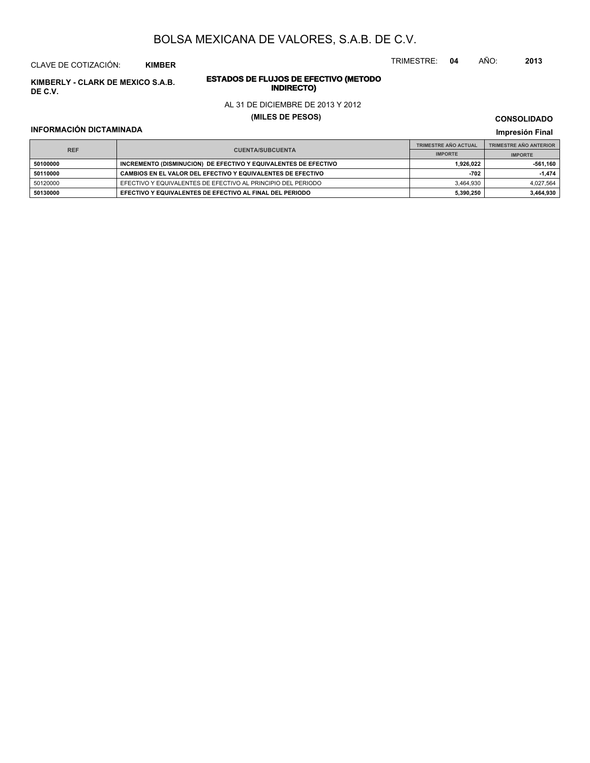# BOLSA MEXICANA DE VALORES, S.A.B. DE C.V.

CLAVE DE COTIZACIÓN: **KIMBER**

TRIMESTRE: **04** AÑO: **2013**

**KIMBERLY - CLARK DE MEXICO S.A.B. DE C.V.**

**ESTADOS DE FLUJOS DE EFECTIVO (METODO INDIRECTO)**

AL 31 DE DICIEMBRE DE 2013 Y 2012

**(MILES DE PESOS)**

**CONSOLIDADO**

**INFORMACIÓN DICTAMINADA**

**Impresión Final**

| REF | CUENTA/SUBCUENTA | TRIMESTRE AÑO ACTUAL | TRIMESTRE AÑO ANTERIOR |
|---|---|---|---|
| | | IMPORTE | IMPORTE |
| **50100000** | **INCREMENTO (DISMINUCION) DE EFECTIVO Y EQUIVALENTES DE EFECTIVO** | **1,926,022** | **-561,160** |
| **50110000** | **CAMBIOS EN EL VALOR DEL EFECTIVO Y EQUIVALENTES DE EFECTIVO** | **-702** | **-1,474** |
| 50120000 | EFECTIVO Y EQUIVALENTES DE EFECTIVO AL PRINCIPIO DEL PERIODO | 3,464,930 | 4,027,564 |
| **50130000** | **EFECTIVO Y EQUIVALENTES DE EFECTIVO AL FINAL DEL PERIODO** | **5,390,250** | **3,464,930** |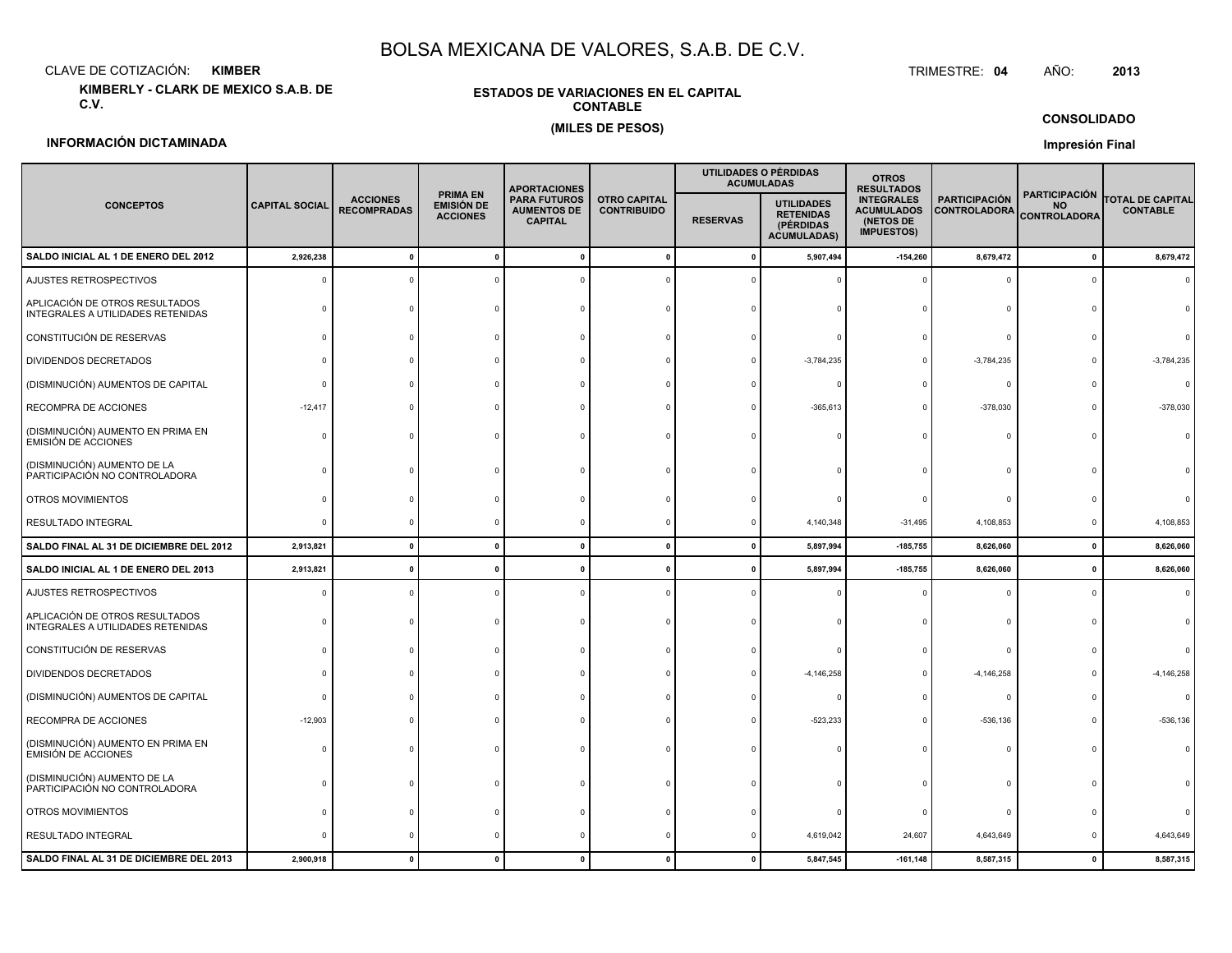# BOLSA MEXICANA DE VALORES, S.A.B. DE C.V.

CLAVE DE COTIZACIÓN: **KIMBER**

**KIMBERLY - CLARK DE MEXICO S.A.B. DE C.V.**

TRIMESTRE: **04** AÑO: **2013**

**ESTADOS DE VARIACIONES EN EL CAPITAL CONTABLE**

**(MILES DE PESOS)**

**CONSOLIDADO**

**INFORMACIÓN DICTAMINADA**

**Impresión Final**

| CONCEPTOS | CAPITAL SOCIAL | ACCIONES RECOMPRADAS | PRIMA EN EMISIÓN DE ACCIONES | APORTACIONES PARA FUTUROS AUMENTOS DE CAPITAL | OTRO CAPITAL CONTRIBUIDO | UTILIDADES O PÉRDIDAS ACUMULADAS | | OTROS RESULTADOS INTEGRALES ACUMULADOS (NETOS DE IMPUESTOS) | PARTICIPACIÓN CONTROLADORA | PARTICIPACIÓN NO CONTROLADORA | TOTAL DE CAPITAL CONTABLE |
|---|---|---|---|---|---|---|---|---|---|---|---|
| | | | | | | RESERVAS | UTILIDADES RETENIDAS (PÉRDIDAS ACUMULADAS) | | | | |
| **SALDO INICIAL AL 1 DE ENERO DEL 2012** | **2,926,238** | **0** | **0** | **0** | **0** | **0** | **5,907,494** | **-154,260** | **8,679,472** | **0** | **8,679,472** |
| AJUSTES RETROSPECTIVOS | 0 | 0 | 0 | 0 | 0 | 0 | 0 | 0 | 0 | 0 | 0 |
| APLICACIÓN DE OTROS RESULTADOS INTEGRALES A UTILIDADES RETENIDAS | 0 | 0 | 0 | 0 | 0 | 0 | 0 | 0 | 0 | 0 | 0 |
| CONSTITUCIÓN DE RESERVAS | 0 | 0 | 0 | 0 | 0 | 0 | 0 | 0 | 0 | 0 | 0 |
| DIVIDENDOS DECRETADOS | 0 | 0 | 0 | 0 | 0 | 0 | -3,784,235 | 0 | -3,784,235 | 0 | -3,784,235 |
| (DISMINUCIÓN) AUMENTOS DE CAPITAL | 0 | 0 | 0 | 0 | 0 | 0 | 0 | 0 | 0 | 0 | 0 |
| RECOMPRA DE ACCIONES | -12,417 | 0 | 0 | 0 | 0 | 0 | -365,613 | 0 | -378,030 | 0 | -378,030 |
| (DISMINUCIÓN) AUMENTO EN PRIMA EN EMISIÓN DE ACCIONES | 0 | 0 | 0 | 0 | 0 | 0 | 0 | 0 | 0 | 0 | 0 |
| (DISMINUCIÓN) AUMENTO DE LA PARTICIPACIÓN NO CONTROLADORA | 0 | 0 | 0 | 0 | 0 | 0 | 0 | 0 | 0 | 0 | 0 |
| OTROS MOVIMIENTOS | 0 | 0 | 0 | 0 | 0 | 0 | 0 | 0 | 0 | 0 | 0 |
| RESULTADO INTEGRAL | 0 | 0 | 0 | 0 | 0 | 0 | 4,140,348 | -31,495 | 4,108,853 | 0 | 4,108,853 |
| **SALDO FINAL AL 31 DE DICIEMBRE DEL 2012** | **2,913,821** | **0** | **0** | **0** | **0** | **0** | **5,897,994** | **-185,755** | **8,626,060** | **0** | **8,626,060** |
| **SALDO INICIAL AL 1 DE ENERO DEL 2013** | **2,913,821** | **0** | **0** | **0** | **0** | **0** | **5,897,994** | **-185,755** | **8,626,060** | **0** | **8,626,060** |
| AJUSTES RETROSPECTIVOS | 0 | 0 | 0 | 0 | 0 | 0 | 0 | 0 | 0 | 0 | 0 |
| APLICACIÓN DE OTROS RESULTADOS INTEGRALES A UTILIDADES RETENIDAS | 0 | 0 | 0 | 0 | 0 | 0 | 0 | 0 | 0 | 0 | 0 |
| CONSTITUCIÓN DE RESERVAS | 0 | 0 | 0 | 0 | 0 | 0 | 0 | 0 | 0 | 0 | 0 |
| DIVIDENDOS DECRETADOS | 0 | 0 | 0 | 0 | 0 | 0 | -4,146,258 | 0 | -4,146,258 | 0 | -4,146,258 |
| (DISMINUCIÓN) AUMENTOS DE CAPITAL | 0 | 0 | 0 | 0 | 0 | 0 | 0 | 0 | 0 | 0 | 0 |
| RECOMPRA DE ACCIONES | -12,903 | 0 | 0 | 0 | 0 | 0 | -523,233 | 0 | -536,136 | 0 | -536,136 |
| (DISMINUCIÓN) AUMENTO EN PRIMA EN EMISIÓN DE ACCIONES | 0 | 0 | 0 | 0 | 0 | 0 | 0 | 0 | 0 | 0 | 0 |
| (DISMINUCIÓN) AUMENTO DE LA PARTICIPACIÓN NO CONTROLADORA | 0 | 0 | 0 | 0 | 0 | 0 | 0 | 0 | 0 | 0 | 0 |
| OTROS MOVIMIENTOS | 0 | 0 | 0 | 0 | 0 | 0 | 0 | 0 | 0 | 0 | 0 |
| RESULTADO INTEGRAL | 0 | 0 | 0 | 0 | 0 | 0 | 4,619,042 | 24,607 | 4,643,649 | 0 | 4,643,649 |
| **SALDO FINAL AL 31 DE DICIEMBRE DEL 2013** | **2,900,918** | **0** | **0** | **0** | **0** | **0** | **5,847,545** | **-161,148** | **8,587,315** | **0** | **8,587,315** |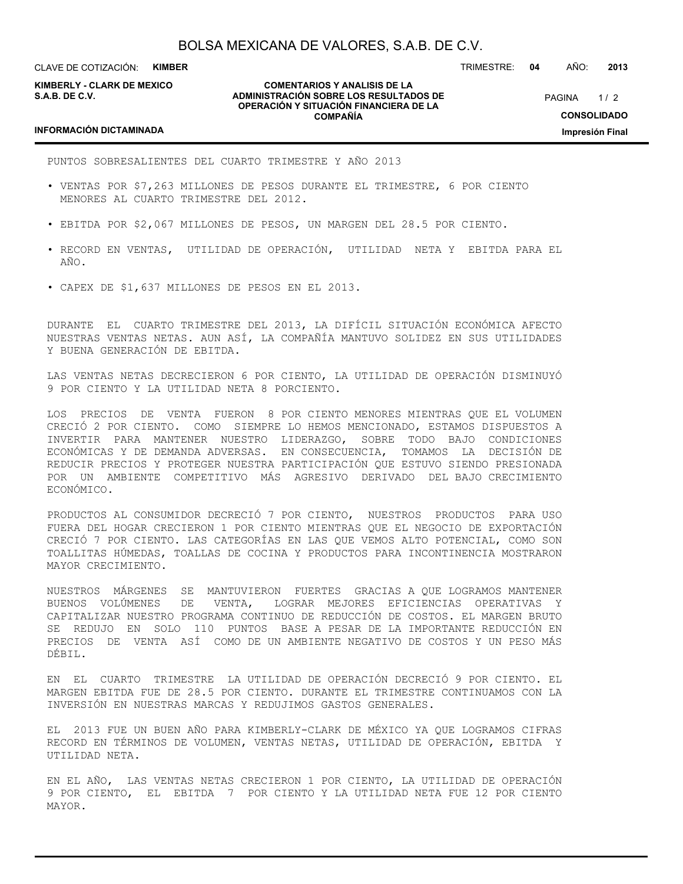PUNTOS SOBRESALIENTES DEL CUARTO TRIMESTRE Y AÑO 2013

- VENTAS POR $7,263 MILLONES DE PESOS DURANTE EL TRIMESTRE, 6 POR CIENTO MENORES AL CUARTO TRIMESTRE DEL 2012.
- EBITDA POR $2,067 MILLONES DE PESOS, UN MARGEN DEL 28.5 POR CIENTO.
- RECORD EN VENTAS, UTILIDAD DE OPERACIÓN, UTILIDAD NETA Y EBITDA PARA EL AÑO.
- CAPEX DE $1,637 MILLONES DE PESOS EN EL 2013.

DURANTE EL CUARTO TRIMESTRE DEL 2013, LA DIFÍCIL SITUACIÓN ECONÓMICA AFECTO NUESTRAS VENTAS NETAS. AUN ASÍ, LA COMPAÑÍA MANTUVO SOLIDEZ EN SUS UTILIDADES Y BUENA GENERACIÓN DE EBITDA.

LAS VENTAS NETAS DECRECIERON 6 POR CIENTO, LA UTILIDAD DE OPERACIÓN DISMINUYÓ 9 POR CIENTO Y LA UTILIDAD NETA 8 PORCIENTO.

LOS PRECIOS DE VENTA FUERON 8 POR CIENTO MENORES MIENTRAS QUE EL VOLUMEN CRECIÓ 2 POR CIENTO. COMO SIEMPRE LO HEMOS MENCIONADO, ESTAMOS DISPUESTOS A INVERTIR PARA MANTENER NUESTRO LIDERAZGO, SOBRE TODO BAJO CONDICIONES ECONÓMICAS Y DE DEMANDA ADVERSAS. EN CONSECUENCIA, TOMAMOS LA DECISIÓN DE REDUCIR PRECIOS Y PROTEGER NUESTRA PARTICIPACIÓN QUE ESTUVO SIENDO PRESIONADA POR UN AMBIENTE COMPETITIVO MÁS AGRESIVO DERIVADO DEL BAJO CRECIMIENTO ECONÓMICO.

PRODUCTOS AL CONSUMIDOR DECRECIÓ 7 POR CIENTO, NUESTROS PRODUCTOS PARA USO FUERA DEL HOGAR CRECIERON 1 POR CIENTO MIENTRAS QUE EL NEGOCIO DE EXPORTACIÓN CRECIÓ 7 POR CIENTO. LAS CATEGORÍAS EN LAS QUE VEMOS ALTO POTENCIAL, COMO SON TOALLITAS HÚMEDAS, TOALLAS DE COCINA Y PRODUCTOS PARA INCONTINENCIA MOSTRARON MAYOR CRECIMIENTO.

NUESTROS MÁRGENES SE MANTUVIERON FUERTES GRACIAS A QUE LOGRAMOS MANTENER BUENOS VOLÚMENES DE VENTA, LOGRAR MEJORES EFICIENCIAS OPERATIVAS Y CAPITALIZAR NUESTRO PROGRAMA CONTINUO DE REDUCCIÓN DE COSTOS. EL MARGEN BRUTO SE REDUJO EN SOLO 110 PUNTOS BASE A PESAR DE LA IMPORTANTE REDUCCIÓN EN PRECIOS DE VENTA ASÍ COMO DE UN AMBIENTE NEGATIVO DE COSTOS Y UN PESO MÁS DÉBIL.

EN EL CUARTO TRIMESTRE LA UTILIDAD DE OPERACIÓN DECRECIÓ 9 POR CIENTO. EL MARGEN EBITDA FUE DE 28.5 POR CIENTO. DURANTE EL TRIMESTRE CONTINUAMOS CON LA INVERSIÓN EN NUESTRAS MARCAS Y REDUJIMOS GASTOS GENERALES.

EL 2013 FUE UN BUEN AÑO PARA KIMBERLY-CLARK DE MÉXICO YA QUE LOGRAMOS CIFRAS RECORD EN TÉRMINOS DE VOLUMEN, VENTAS NETAS, UTILIDAD DE OPERACIÓN, EBITDA Y UTILIDAD NETA.

EN EL AÑO, LAS VENTAS NETAS CRECIERON 1 POR CIENTO, LA UTILIDAD DE OPERACIÓN 9 POR CIENTO, EL EBITDA 7 POR CIENTO Y LA UTILIDAD NETA FUE 12 POR CIENTO MAYOR.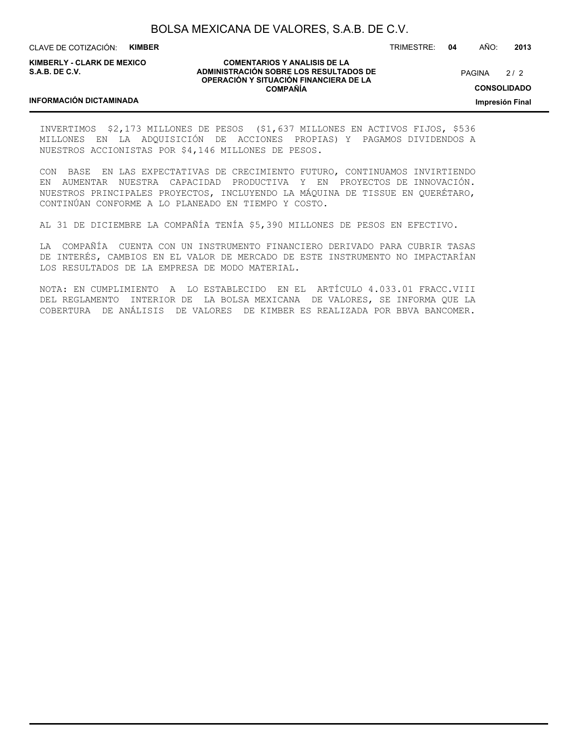INVERTIMOS $2,173 MILLONES DE PESOS ($1,637 MILLONES EN ACTIVOS FIJOS, $536 MILLONES EN LA ADQUISICIÓN DE ACCIONES PROPIAS) Y PAGAMOS DIVIDENDOS A NUESTROS ACCIONISTAS POR $4,146 MILLONES DE PESOS.

CON BASE EN LAS EXPECTATIVAS DE CRECIMIENTO FUTURO, CONTINUAMOS INVIRTIENDO EN AUMENTAR NUESTRA CAPACIDAD PRODUCTIVA Y EN PROYECTOS DE INNOVACIÓN. NUESTROS PRINCIPALES PROYECTOS, INCLUYENDO LA MÁQUINA DE TISSUE EN QUERÉTARO, CONTINÚAN CONFORME A LO PLANEADO EN TIEMPO Y COSTO.

AL 31 DE DICIEMBRE LA COMPAÑÍA TENÍA $5,390 MILLONES DE PESOS EN EFECTIVO.

LA COMPAÑÍA CUENTA CON UN INSTRUMENTO FINANCIERO DERIVADO PARA CUBRIR TASAS DE INTERÉS, CAMBIOS EN EL VALOR DE MERCADO DE ESTE INSTRUMENTO NO IMPACTARÍAN LOS RESULTADOS DE LA EMPRESA DE MODO MATERIAL.

NOTA: EN CUMPLIMIENTO A LO ESTABLECIDO EN EL ARTÍCULO 4.033.01 FRACC.VIII DEL REGLAMENTO INTERIOR DE LA BOLSA MEXICANA DE VALORES, SE INFORMA QUE LA COBERTURA DE ANÁLISIS DE VALORES DE KIMBER ES REALIZADA POR BBVA BANCOMER.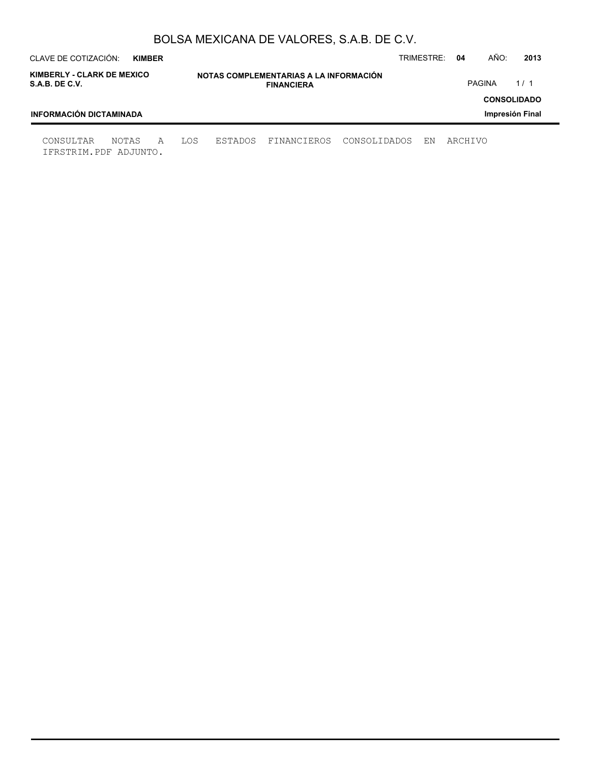# NOTAS COMPLEMENTARIAS A LA INFORMACIÓN FINANCIERA

CONSULTAR NOTAS A LOS ESTADOS FINANCIEROS CONSOLIDADOS EN ARCHIVO IFRSTRIM.PDF ADJUNTO.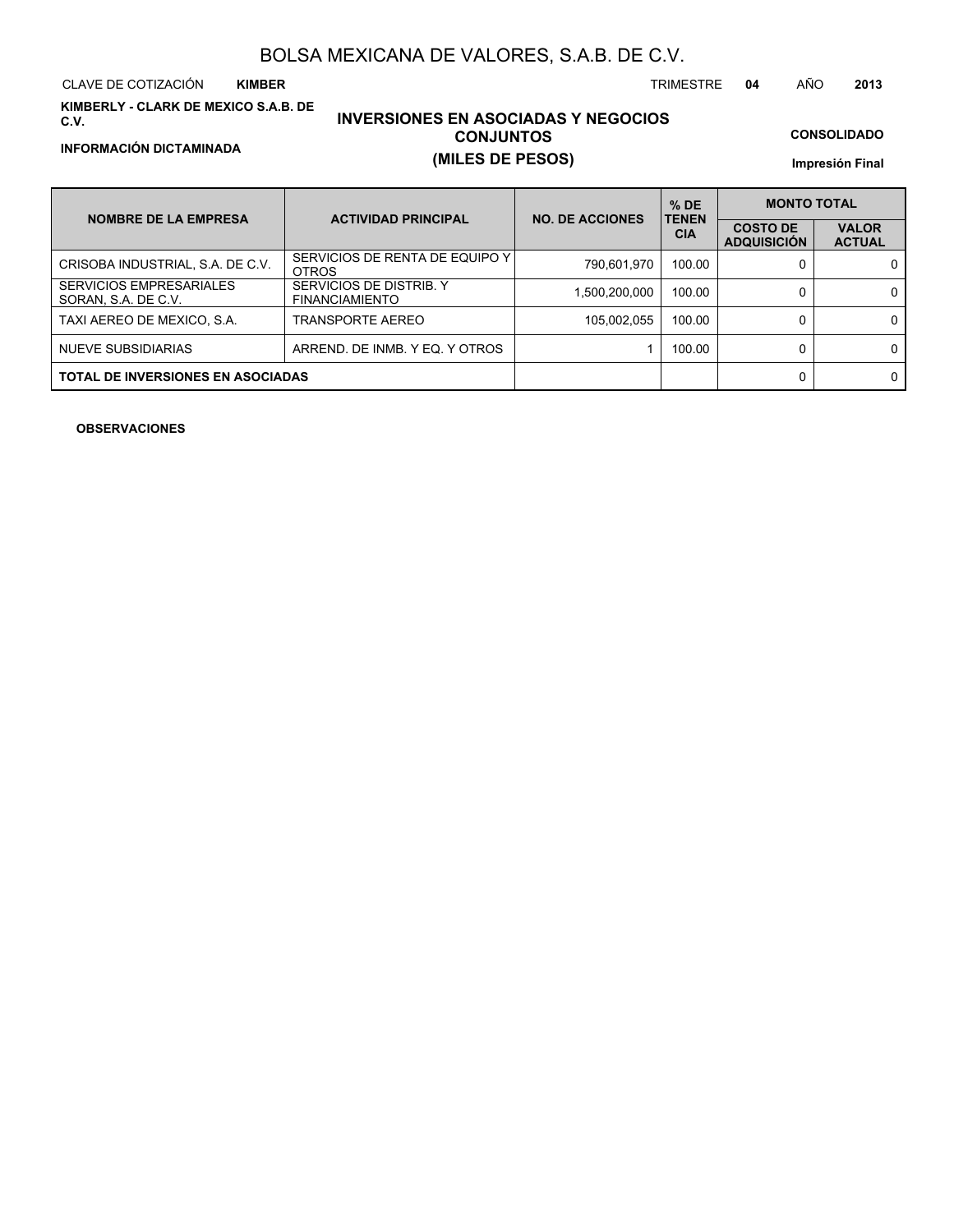# BOLSA MEXICANA DE VALORES, S.A.B. DE C.V.

CLAVE DE COTIZACIÓN **KIMBER** TRIMESTRE **04** AÑO **2013**

**KIMBERLY - CLARK DE MEXICO S.A.B. DE C.V.**

**INFORMACIÓN DICTAMINADA**

## INVERSIONES EN ASOCIADAS Y NEGOCIOS CONJUNTOS
## (MILES DE PESOS)

**CONSOLIDADO**

**Impresión Final**

| NOMBRE DE LA EMPRESA | ACTIVIDAD PRINCIPAL | NO. DE ACCIONES | % DE TENENCIA | MONTO TOTAL | |
|---|---|---|---|---|---|
| | | | | COSTO DE ADQUISICIÓN | VALOR ACTUAL |
| CRISOBA INDUSTRIAL, S.A. DE C.V. | SERVICIOS DE RENTA DE EQUIPO Y OTROS | 790,601,970 | 100.00 | 0 | 0 |
| SERVICIOS EMPRESARIALES SORAN, S.A. DE C.V. | SERVICIOS DE DISTRIB. Y FINANCIAMIENTO | 1,500,200,000 | 100.00 | 0 | 0 |
| TAXI AEREO DE MEXICO, S.A. | TRANSPORTE AEREO | 105,002,055 | 100.00 | 0 | 0 |
| NUEVE SUBSIDIARIAS | ARREND. DE INMB. Y EQ. Y OTROS | 1 | 100.00 | 0 | 0 |
| **TOTAL DE INVERSIONES EN ASOCIADAS** | | | | 0 | 0 |

**OBSERVACIONES**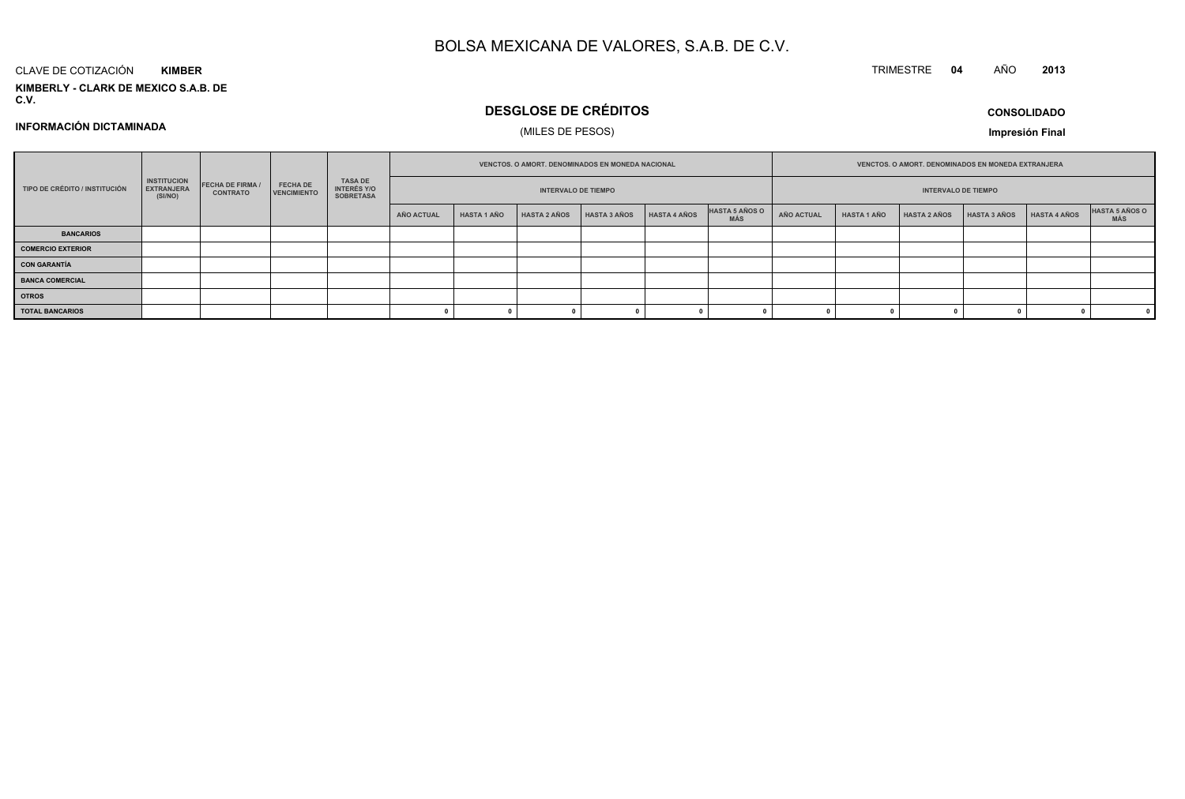# BOLSA MEXICANA DE VALORES, S.A.B. DE C.V.

CLAVE DE COTIZACIÓN **KIMBER**

TRIMESTRE **04** AÑO **2013**

**KIMBERLY - CLARK DE MEXICO S.A.B. DE C.V.**

## DESGLOSE DE CRÉDITOS

(MILES DE PESOS)

**INFORMACIÓN DICTAMINADA**

**CONSOLIDADO**

**Impresión Final**

| TIPO DE CRÉDITO / INSTITUCIÓN | INSTITUCION EXTRANJERA (SI/NO) | FECHA DE FIRMA / CONTRATO | FECHA DE VENCIMIENTO | TASA DE INTERÉS Y/O SOBRETASA | VENCTOS. O AMORT. DENOMINADOS EN MONEDA NACIONAL | | | | | | VENCTOS. O AMORT. DENOMINADOS EN MONEDA EXTRANJERA | | | | | |
|---|---|---|---|---|---|---|---|---|---|---|---|---|---|---|---|---|
| | | | | | INTERVALO DE TIEMPO | | | | | | INTERVALO DE TIEMPO | | | | | |
| | | | | | AÑO ACTUAL | HASTA 1 AÑO | HASTA 2 AÑOS | HASTA 3 AÑOS | HASTA 4 AÑOS | HASTA 5 AÑOS O MÁS | AÑO ACTUAL | HASTA 1 AÑO | HASTA 2 AÑOS | HASTA 3 AÑOS | HASTA 4 AÑOS | HASTA 5 AÑOS O MÁS |
| **BANCARIOS** | | | | | | | | | | | | | | | | |
| **COMERCIO EXTERIOR** | | | | | | | | | | | | | | | | |
| **CON GARANTÍA** | | | | | | | | | | | | | | | | |
| **BANCA COMERCIAL** | | | | | | | | | | | | | | | | |
| **OTROS** | | | | | | | | | | | | | | | | |
| **TOTAL BANCARIOS** | | | | | 0 | 0 | 0 | 0 | 0 | 0 | 0 | 0 | 0 | 0 | 0 | 0 |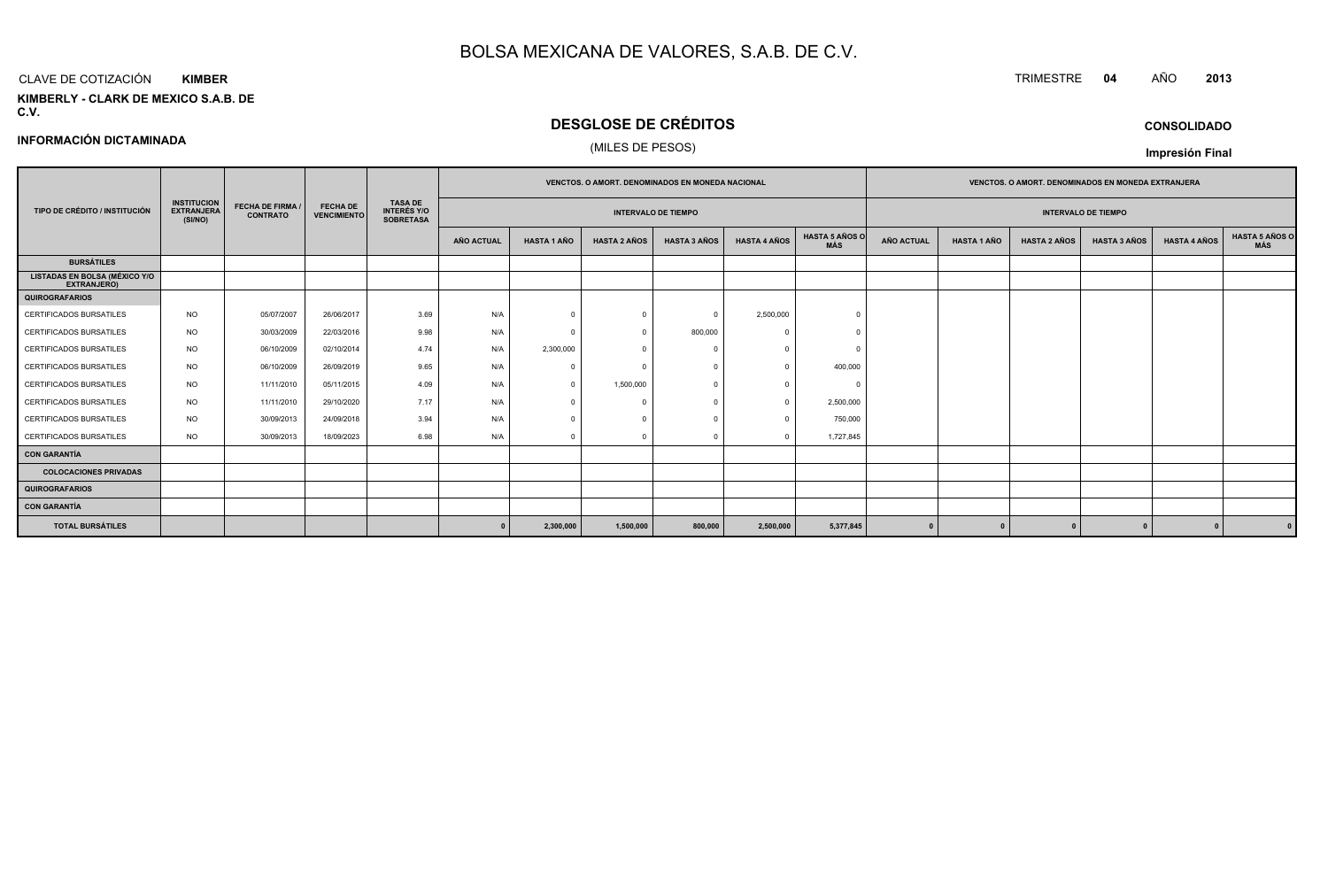# BOLSA MEXICANA DE VALORES, S.A.B. DE C.V.

CLAVE DE COTIZACIÓN **KIMBER**

TRIMESTRE **04** AÑO **2013**

**KIMBERLY - CLARK DE MEXICO S.A.B. DE C.V.**

## DESGLOSE DE CRÉDITOS

(MILES DE PESOS)

**INFORMACIÓN DICTAMINADA**

**CONSOLIDADO**

**Impresión Final**

| TIPO DE CRÉDITO / INSTITUCIÓN | INSTITUCION EXTRANJERA (SI/NO) | FECHA DE FIRMA / CONTRATO | FECHA DE VENCIMIENTO | TASA DE INTERÉS Y/O SOBRETASA | VENCTOS. O AMORT. DENOMINADOS EN MONEDA NACIONAL | | | | | | VENCTOS. O AMORT. DENOMINADOS EN MONEDA EXTRANJERA | | | | | |
|---|---|---|---|---|---|---|---|---|---|---|---|---|---|---|---|---|
| | | | | | INTERVALO DE TIEMPO | | | | | | INTERVALO DE TIEMPO | | | | | |
| | | | | | AÑO ACTUAL | HASTA 1 AÑO | HASTA 2 AÑOS | HASTA 3 AÑOS | HASTA 4 AÑOS | HASTA 5 AÑOS O MÁS | AÑO ACTUAL | HASTA 1 AÑO | HASTA 2 AÑOS | HASTA 3 AÑOS | HASTA 4 AÑOS | HASTA 5 AÑOS O MÁS |
| **BURSÁTILES** | | | | | | | | | | | | | | | | |
| **LISTADAS EN BOLSA (MÉXICO Y/O EXTRANJERO)** | | | | | | | | | | | | | | | | |
| **QUIROGRAFARIOS** | | | | | | | | | | | | | | | | |
| CERTIFICADOS BURSATILES | NO | 05/07/2007 | 26/06/2017 | 3.69 | N/A | 0 | 0 | 0 | 2,500,000 | 0 | | | | | | |
| CERTIFICADOS BURSATILES | NO | 30/03/2009 | 22/03/2016 | 9.98 | N/A | 0 | 0 | 800,000 | 0 | 0 | | | | | | |
| CERTIFICADOS BURSATILES | NO | 06/10/2009 | 02/10/2014 | 4.74 | N/A | 2,300,000 | 0 | 0 | 0 | 0 | | | | | | |
| CERTIFICADOS BURSATILES | NO | 06/10/2009 | 26/09/2019 | 9.65 | N/A | 0 | 0 | 0 | 0 | 400,000 | | | | | | |
| CERTIFICADOS BURSATILES | NO | 11/11/2010 | 05/11/2015 | 4.09 | N/A | 0 | 1,500,000 | 0 | 0 | 0 | | | | | | |
| CERTIFICADOS BURSATILES | NO | 11/11/2010 | 29/10/2020 | 7.17 | N/A | 0 | 0 | 0 | 0 | 2,500,000 | | | | | | |
| CERTIFICADOS BURSATILES | NO | 30/09/2013 | 24/09/2018 | 3.94 | N/A | 0 | 0 | 0 | 0 | 750,000 | | | | | | |
| CERTIFICADOS BURSATILES | NO | 30/09/2013 | 18/09/2023 | 6.98 | N/A | 0 | 0 | 0 | 0 | 1,727,845 | | | | | | |
| **CON GARANTÍA** | | | | | | | | | | | | | | | | |
| **COLOCACIONES PRIVADAS** | | | | | | | | | | | | | | | | |
| **QUIROGRAFARIOS** | | | | | | | | | | | | | | | | |
| **CON GARANTÍA** | | | | | | | | | | | | | | | | |
| **TOTAL BURSÁTILES** | | | | | **0** | **2,300,000** | **1,500,000** | **800,000** | **2,500,000** | **5,377,845** | **0** | **0** | **0** | **0** | **0** | **0** |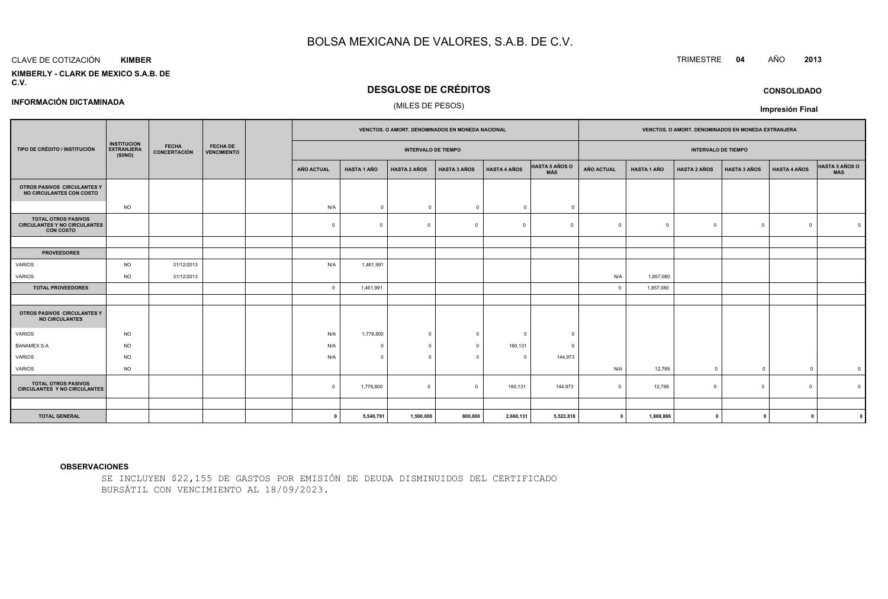# BOLSA MEXICANA DE VALORES, S.A.B. DE C.V.

CLAVE DE COTIZACIÓN **KIMBER**

TRIMESTRE **04** AÑO **2013**

**KIMBERLY - CLARK DE MEXICO S.A.B. DE C.V.**

## DESGLOSE DE CRÉDITOS

(MILES DE PESOS)

**INFORMACIÓN DICTAMINADA**

**CONSOLIDADO**

**Impresión Final**

| TIPO DE CRÉDITO / INSTITUCIÓN | INSTITUCION EXTRANJERA (SI/NO) | FECHA CONCERTACIÓN | FECHA DE VENCIMIENTO | | VENCTOS. O AMORT. DENOMINADOS EN MONEDA NACIONAL | | | | | | VENCTOS. O AMORT. DENOMINADOS EN MONEDA EXTRANJERA | | | | | |
|---|---|---|---|---|---|---|---|---|---|---|---|---|---|---|---|---|
| | | | | | INTERVALO DE TIEMPO | | | | | | INTERVALO DE TIEMPO | | | | | |
| | | | | | AÑO ACTUAL | HASTA 1 AÑO | HASTA 2 AÑOS | HASTA 3 AÑOS | HASTA 4 AÑOS | HASTA 5 AÑOS O MÁS | AÑO ACTUAL | HASTA 1 AÑO | HASTA 2 AÑOS | HASTA 3 AÑOS | HASTA 4 AÑOS | HASTA 5 AÑOS O MÁS |
| **OTROS PASIVOS CIRCULANTES Y NO CIRCULANTES CON COSTO** | | | | | | | | | | | | | | | | |
| | NO | | | | N/A | 0 | 0 | 0 | 0 | 0 | | | | | | |
| **TOTAL OTROS PASIVOS CIRCULANTES Y NO CIRCULANTES CON COSTO** | | | | | 0 | 0 | 0 | 0 | 0 | 0 | 0 | 0 | 0 | 0 | 0 | 0 |
| | | | | | | | | | | | | | | | | |
| **PROVEEDORES** | | | | | | | | | | | | | | | | |
| VARIOS | NO | 31/12/2013 | | | N/A | 1,461,991 | | | | | | | | | | |
| VARIOS | NO | 31/12/2013 | | | | | | | | | N/A | 1,857,080 | | | | |
| **TOTAL PROVEEDORES** | | | | | 0 | 1,461,991 | | | | | 0 | 1,857,080 | | | | |
| | | | | | | | | | | | | | | | | |
| **OTROS PASIVOS CIRCULANTES Y NO CIRCULANTES** | | | | | | | | | | | | | | | | |
| VARIOS | NO | | | | N/A | 1,778,800 | 0 | 0 | 0 | 0 | | | | | | |
| BANAMEX S.A. | NO | | | | N/A | 0 | 0 | 0 | 160,131 | 0 | | | | | | |
| VARIOS | NO | | | | N/A | 0 | 0 | 0 | 0 | 144,973 | | | | | | |
| VARIOS | NO | | | | | | | | | | N/A | 12,789 | 0 | 0 | 0 | 0 |
| **TOTAL OTROS PASIVOS CIRCULANTES Y NO CIRCULANTES** | | | | | 0 | 1,778,800 | 0 | 0 | 160,131 | 144,973 | 0 | 12,789 | 0 | 0 | 0 | 0 |
| | | | | | | | | | | | | | | | | |
| **TOTAL GENERAL** | | | | | **0** | **5,540,791** | **1,500,000** | **800,000** | **2,660,131** | **5,522,818** | **0** | **1,869,869** | **0** | **0** | **0** | **0** |

**OBSERVACIONES**

SE INCLUYEN $22,155 DE GASTOS POR EMISIÓN DE DEUDA DISMINUIDOS DEL CERTIFICADO BURSÁTIL CON VENCIMIENTO AL 18/09/2023.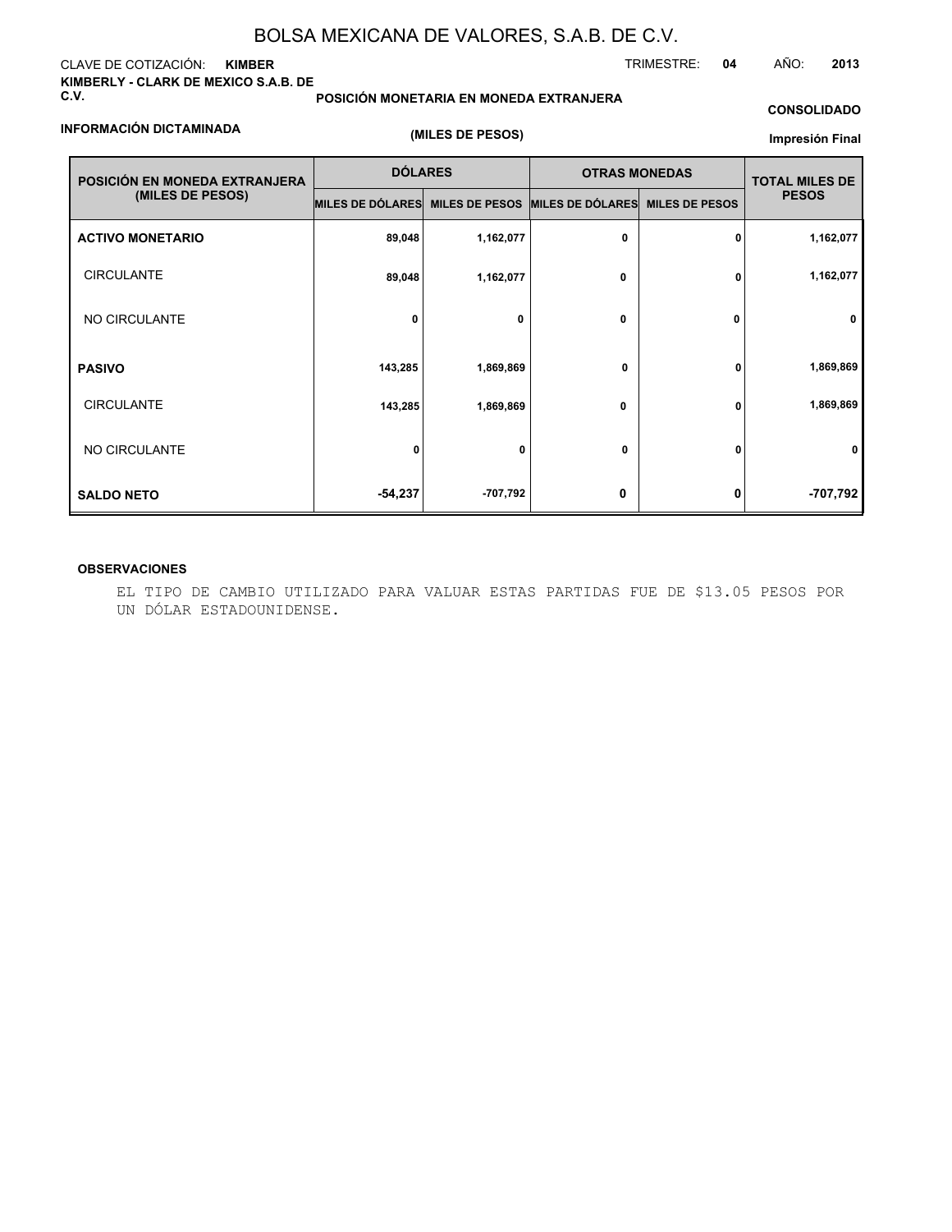# BOLSA MEXICANA DE VALORES, S.A.B. DE C.V.

CLAVE DE COTIZACIÓN: **KIMBER**

TRIMESTRE: **04** AÑO: **2013**

**KIMBERLY - CLARK DE MEXICO S.A.B. DE C.V.**

**POSICIÓN MONETARIA EN MONEDA EXTRANJERA**

**CONSOLIDADO**

**INFORMACIÓN DICTAMINADA**

**(MILES DE PESOS)**

**Impresión Final**

| POSICIÓN EN MONEDA EXTRANJERA (MILES DE PESOS) | DÓLARES | | OTRAS MONEDAS | | TOTAL MILES DE PESOS |
|---|---|---|---|---|---|
| | MILES DE DÓLARES | MILES DE PESOS | MILES DE DÓLARES | MILES DE PESOS | |
| **ACTIVO MONETARIO** | 89,048 | 1,162,077 | 0 | 0 | 1,162,077 |
| CIRCULANTE | 89,048 | 1,162,077 | 0 | 0 | 1,162,077 |
| NO CIRCULANTE | 0 | 0 | 0 | 0 | 0 |
| **PASIVO** | 143,285 | 1,869,869 | 0 | 0 | 1,869,869 |
| CIRCULANTE | 143,285 | 1,869,869 | 0 | 0 | 1,869,869 |
| NO CIRCULANTE | 0 | 0 | 0 | 0 | 0 |
| **SALDO NETO** | -54,237 | -707,792 | 0 | 0 | -707,792 |

**OBSERVACIONES**

EL TIPO DE CAMBIO UTILIZADO PARA VALUAR ESTAS PARTIDAS FUE DE $13.05 PESOS POR UN DÓLAR ESTADOUNIDENSE.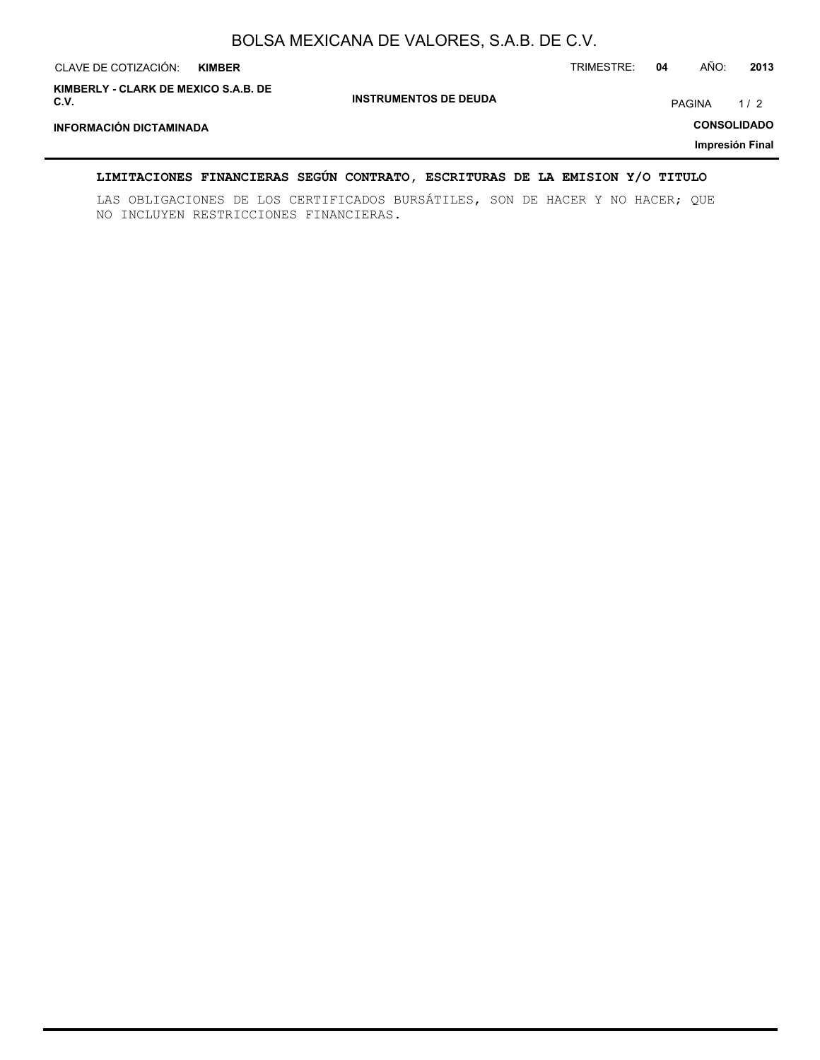## LIMITACIONES FINANCIERAS SEGÚN CONTRATO, ESCRITURAS DE LA EMISION Y/O TITULO

LAS OBLIGACIONES DE LOS CERTIFICADOS BURSÁTILES, SON DE HACER Y NO HACER; QUE NO INCLUYEN RESTRICCIONES FINANCIERAS.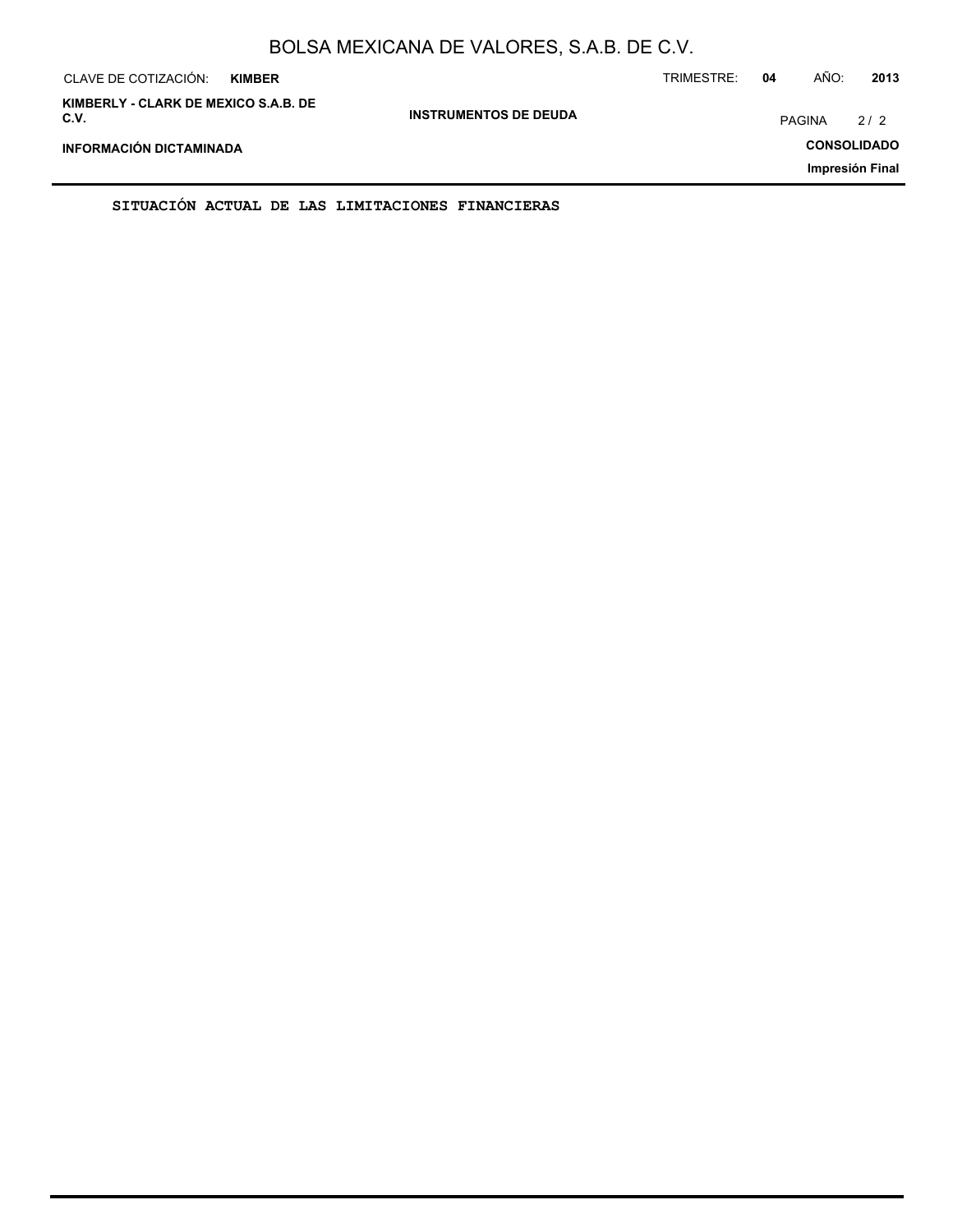SITUACIÓN ACTUAL DE LAS LIMITACIONES FINANCIERAS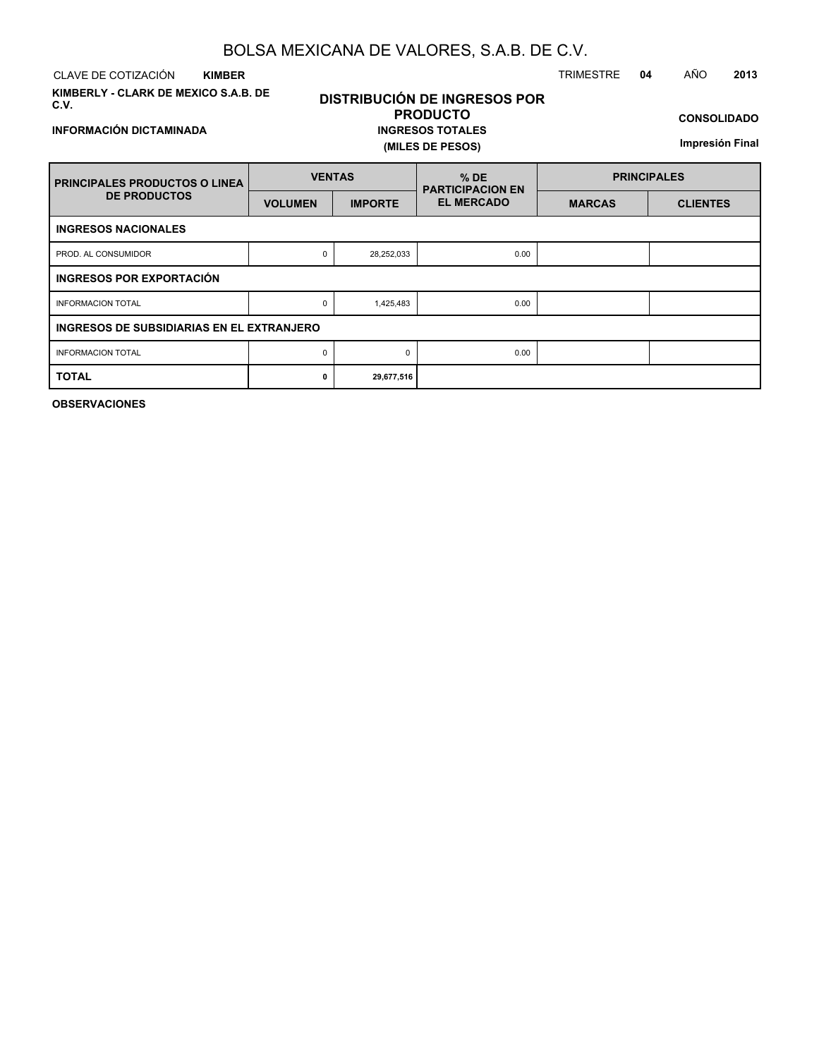# BOLSA MEXICANA DE VALORES, S.A.B. DE C.V.

CLAVE DE COTIZACIÓN **KIMBER**

TRIMESTRE **04** AÑO **2013**

**KIMBERLY - CLARK DE MEXICO S.A.B. DE C.V.**

## DISTRIBUCIÓN DE INGRESOS POR PRODUCTO

**INGRESOS TOTALES**

**(MILES DE PESOS)**

**CONSOLIDADO**

**INFORMACIÓN DICTAMINADA**

**Impresión Final**

| PRINCIPALES PRODUCTOS O LINEA DE PRODUCTOS | VENTAS | | % DE PARTICIPACION EN EL MERCADO | PRINCIPALES | |
|---|---|---|---|---|---|
| | VOLUMEN | IMPORTE | | MARCAS | CLIENTES |
| **INGRESOS NACIONALES** | | | | | |
| PROD. AL CONSUMIDOR | 0 | 28,252,033 | 0.00 | | |
| **INGRESOS POR EXPORTACIÓN** | | | | | |
| INFORMACION TOTAL | 0 | 1,425,483 | 0.00 | | |
| **INGRESOS DE SUBSIDIARIAS EN EL EXTRANJERO** | | | | | |
| INFORMACION TOTAL | 0 | 0 | 0.00 | | |
| **TOTAL** | **0** | **29,677,516** | | | |

**OBSERVACIONES**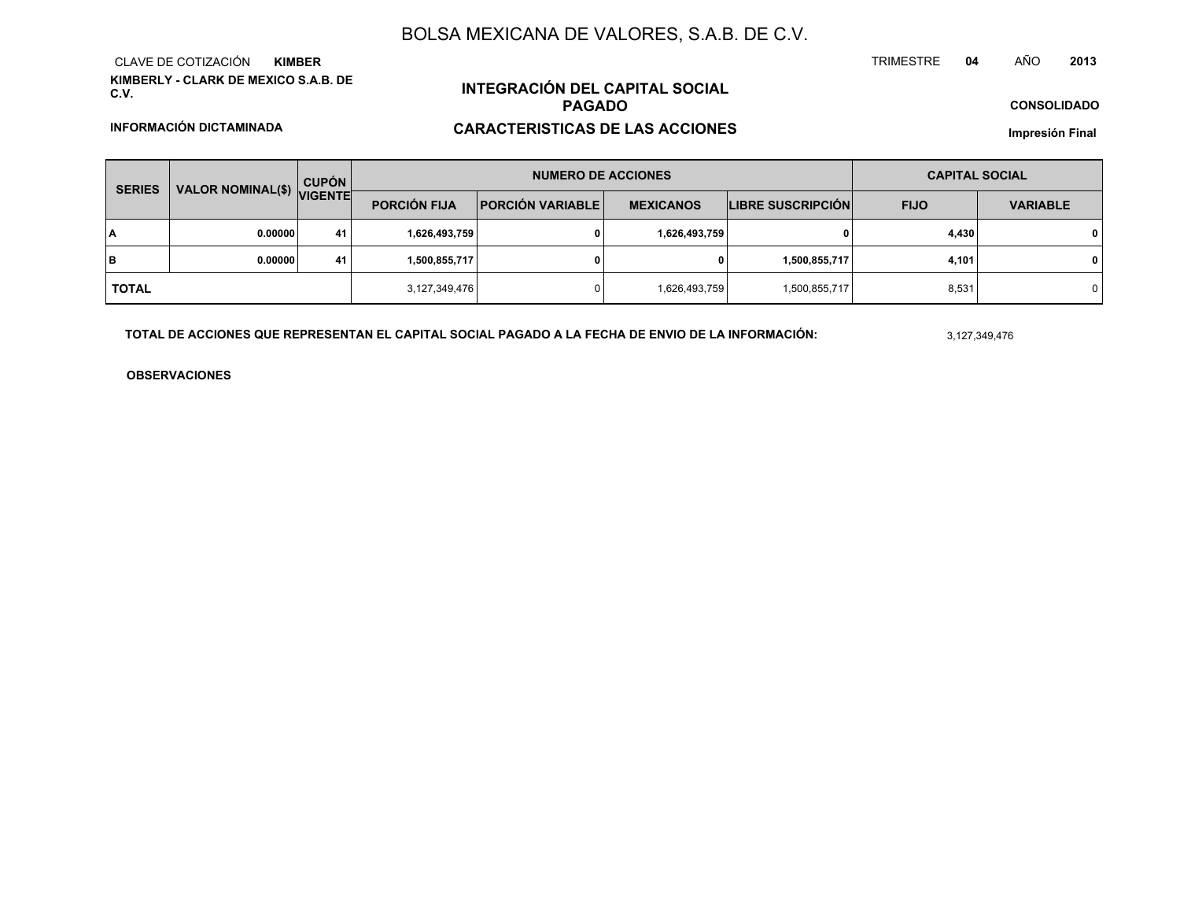# BOLSA MEXICANA DE VALORES, S.A.B. DE C.V.

CLAVE DE COTIZACIÓN **KIMBER**

TRIMESTRE **04** AÑO **2013**

**KIMBERLY - CLARK DE MEXICO S.A.B. DE C.V.**

## INTEGRACIÓN DEL CAPITAL SOCIAL PAGADO

**CONSOLIDADO**

**INFORMACIÓN DICTAMINADA**

## CARACTERISTICAS DE LAS ACCIONES

**Impresión Final**

| SERIES | VALOR NOMINAL($) | CUPÓN VIGENTE | NUMERO DE ACCIONES | | | | CAPITAL SOCIAL | |
|---|---|---|---|---|---|---|---|---|
| | | | PORCIÓN FIJA | PORCIÓN VARIABLE | MEXICANOS | LIBRE SUSCRIPCIÓN | FIJO | VARIABLE |
| A | 0.00000 | 41 | 1,626,493,759 | 0 | 1,626,493,759 | 0 | 4,430 | 0 |
| B | 0.00000 | 41 | 1,500,855,717 | 0 | 0 | 1,500,855,717 | 4,101 | 0 |
| TOTAL | | | 3,127,349,476 | 0 | 1,626,493,759 | 1,500,855,717 | 8,531 | 0 |

**TOTAL DE ACCIONES QUE REPRESENTAN EL CAPITAL SOCIAL PAGADO A LA FECHA DE ENVIO DE LA INFORMACIÓN:** 3,127,349,476

**OBSERVACIONES**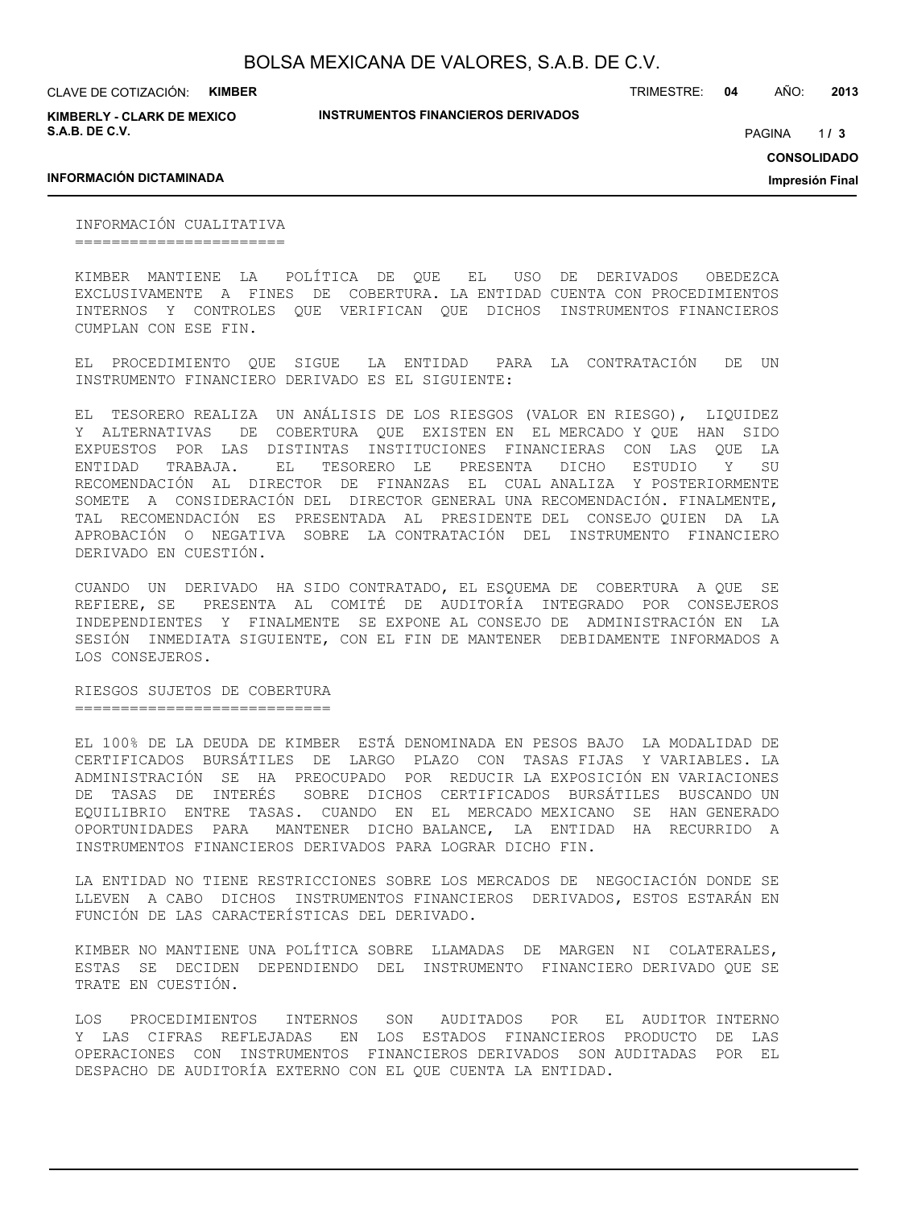## INFORMACIÓN CUALITATIVA

KIMBER MANTIENE LA POLÍTICA DE QUE EL USO DE DERIVADOS OBEDEZCA EXCLUSIVAMENTE A FINES DE COBERTURA. LA ENTIDAD CUENTA CON PROCEDIMIENTOS INTERNOS Y CONTROLES QUE VERIFICAN QUE DICHOS INSTRUMENTOS FINANCIEROS CUMPLAN CON ESE FIN.

EL PROCEDIMIENTO QUE SIGUE LA ENTIDAD PARA LA CONTRATACIÓN DE UN INSTRUMENTO FINANCIERO DERIVADO ES EL SIGUIENTE:

EL TESORERO REALIZA UN ANÁLISIS DE LOS RIESGOS (VALOR EN RIESGO), LIQUIDEZ Y ALTERNATIVAS DE COBERTURA QUE EXISTEN EN EL MERCADO Y QUE HAN SIDO EXPUESTOS POR LAS DISTINTAS INSTITUCIONES FINANCIERAS CON LAS QUE LA ENTIDAD TRABAJA. EL TESORERO LE PRESENTA DICHO ESTUDIO Y SU RECOMENDACIÓN AL DIRECTOR DE FINANZAS EL CUAL ANALIZA Y POSTERIORMENTE SOMETE A CONSIDERACIÓN DEL DIRECTOR GENERAL UNA RECOMENDACIÓN. FINALMENTE, TAL RECOMENDACIÓN ES PRESENTADA AL PRESIDENTE DEL CONSEJO QUIEN DA LA APROBACIÓN O NEGATIVA SOBRE LA CONTRATACIÓN DEL INSTRUMENTO FINANCIERO DERIVADO EN CUESTIÓN.

CUANDO UN DERIVADO HA SIDO CONTRATADO, EL ESQUEMA DE COBERTURA A QUE SE REFIERE, SE PRESENTA AL COMITÉ DE AUDITORÍA INTEGRADO POR CONSEJEROS INDEPENDIENTES Y FINALMENTE SE EXPONE AL CONSEJO DE ADMINISTRACIÓN EN LA SESIÓN INMEDIATA SIGUIENTE, CON EL FIN DE MANTENER DEBIDAMENTE INFORMADOS A LOS CONSEJEROS.

## RIESGOS SUJETOS DE COBERTURA

EL 100% DE LA DEUDA DE KIMBER ESTÁ DENOMINADA EN PESOS BAJO LA MODALIDAD DE CERTIFICADOS BURSÁTILES DE LARGO PLAZO CON TASAS FIJAS Y VARIABLES. LA ADMINISTRACIÓN SE HA PREOCUPADO POR REDUCIR LA EXPOSICIÓN EN VARIACIONES DE TASAS DE INTERÉS SOBRE DICHOS CERTIFICADOS BURSÁTILES BUSCANDO UN EQUILIBRIO ENTRE TASAS. CUANDO EN EL MERCADO MEXICANO SE HAN GENERADO OPORTUNIDADES PARA MANTENER DICHO BALANCE, LA ENTIDAD HA RECURRIDO A INSTRUMENTOS FINANCIEROS DERIVADOS PARA LOGRAR DICHO FIN.

LA ENTIDAD NO TIENE RESTRICCIONES SOBRE LOS MERCADOS DE NEGOCIACIÓN DONDE SE LLEVEN A CABO DICHOS INSTRUMENTOS FINANCIEROS DERIVADOS, ESTOS ESTARÁN EN FUNCIÓN DE LAS CARACTERÍSTICAS DEL DERIVADO.

KIMBER NO MANTIENE UNA POLÍTICA SOBRE LLAMADAS DE MARGEN NI COLATERALES, ESTAS SE DECIDEN DEPENDIENDO DEL INSTRUMENTO FINANCIERO DERIVADO QUE SE TRATE EN CUESTIÓN.

LOS PROCEDIMIENTOS INTERNOS SON AUDITADOS POR EL AUDITOR INTERNO Y LAS CIFRAS REFLEJADAS EN LOS ESTADOS FINANCIEROS PRODUCTO DE LAS OPERACIONES CON INSTRUMENTOS FINANCIEROS DERIVADOS SON AUDITADAS POR EL DESPACHO DE AUDITORÍA EXTERNO CON EL QUE CUENTA LA ENTIDAD.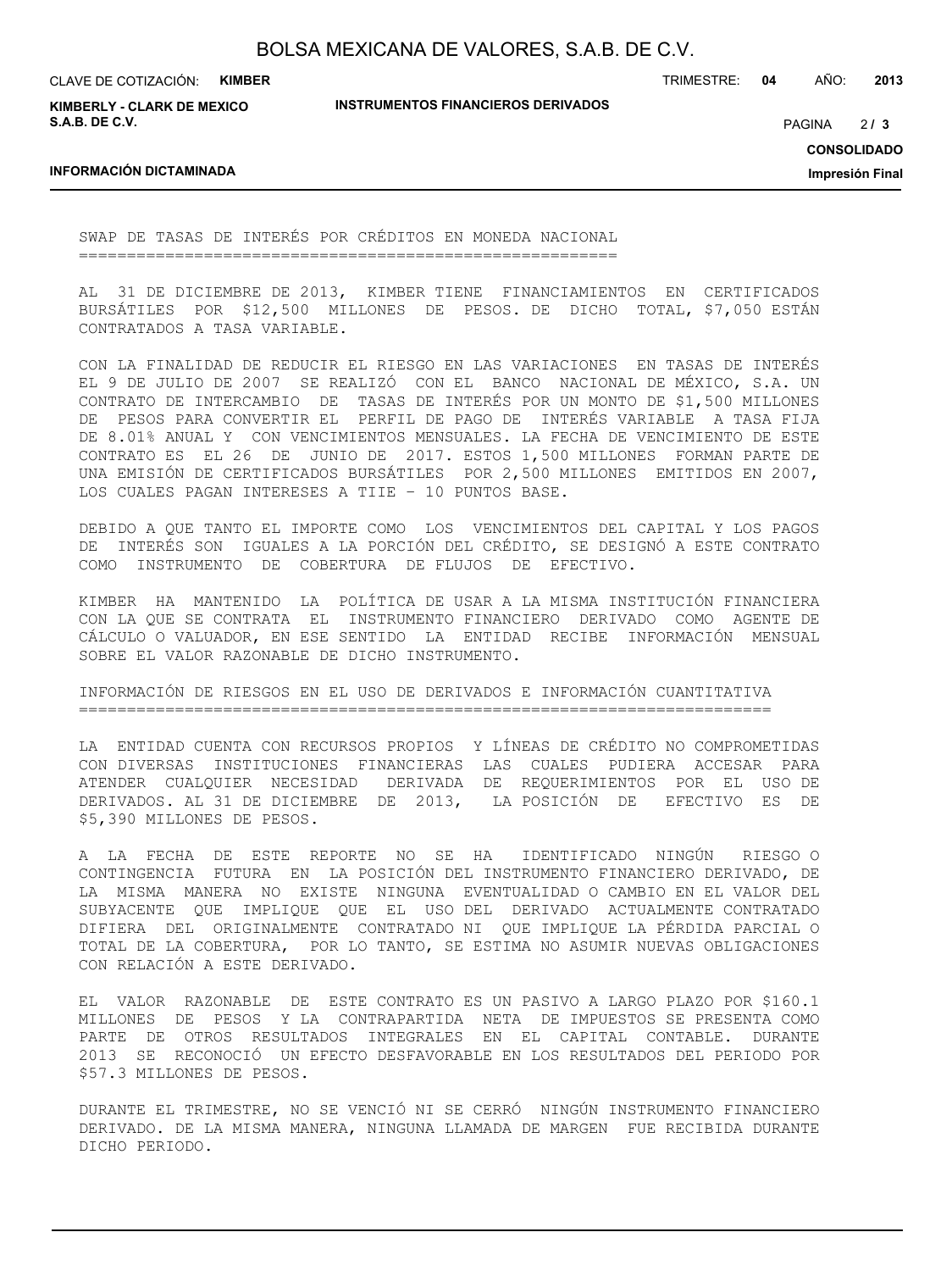## SWAP DE TASAS DE INTERÉS POR CRÉDITOS EN MONEDA NACIONAL

AL 31 DE DICIEMBRE DE 2013, KIMBER TIENE FINANCIAMIENTOS EN CERTIFICADOS BURSÁTILES POR $12,500 MILLONES DE PESOS. DE DICHO TOTAL, $7,050 ESTÁN CONTRATADOS A TASA VARIABLE.

CON LA FINALIDAD DE REDUCIR EL RIESGO EN LAS VARIACIONES EN TASAS DE INTERÉS EL 9 DE JULIO DE 2007 SE REALIZÓ CON EL BANCO NACIONAL DE MÉXICO, S.A. UN CONTRATO DE INTERCAMBIO DE TASAS DE INTERÉS POR UN MONTO DE $1,500 MILLONES DE PESOS PARA CONVERTIR EL PERFIL DE PAGO DE INTERÉS VARIABLE A TASA FIJA DE 8.01% ANUAL Y CON VENCIMIENTOS MENSUALES. LA FECHA DE VENCIMIENTO DE ESTE CONTRATO ES EL 26 DE JUNIO DE 2017. ESTOS 1,500 MILLONES FORMAN PARTE DE UNA EMISIÓN DE CERTIFICADOS BURSÁTILES POR 2,500 MILLONES EMITIDOS EN 2007, LOS CUALES PAGAN INTERESES A TIIE - 10 PUNTOS BASE.

DEBIDO A QUE TANTO EL IMPORTE COMO LOS VENCIMIENTOS DEL CAPITAL Y LOS PAGOS DE INTERÉS SON IGUALES A LA PORCIÓN DEL CRÉDITO, SE DESIGNÓ A ESTE CONTRATO COMO INSTRUMENTO DE COBERTURA DE FLUJOS DE EFECTIVO.

KIMBER HA MANTENIDO LA POLÍTICA DE USAR A LA MISMA INSTITUCIÓN FINANCIERA CON LA QUE SE CONTRATA EL INSTRUMENTO FINANCIERO DERIVADO COMO AGENTE DE CÁLCULO O VALUADOR, EN ESE SENTIDO LA ENTIDAD RECIBE INFORMACIÓN MENSUAL SOBRE EL VALOR RAZONABLE DE DICHO INSTRUMENTO.

## INFORMACIÓN DE RIESGOS EN EL USO DE DERIVADOS E INFORMACIÓN CUANTITATIVA

LA ENTIDAD CUENTA CON RECURSOS PROPIOS Y LÍNEAS DE CRÉDITO NO COMPROMETIDAS CON DIVERSAS INSTITUCIONES FINANCIERAS LAS CUALES PUDIERA ACCESAR PARA ATENDER CUALQUIER NECESIDAD DERIVADA DE REQUERIMIENTOS POR EL USO DE DERIVADOS. AL 31 DE DICIEMBRE DE 2013, LA POSICIÓN DE EFECTIVO ES DE $5,390 MILLONES DE PESOS.

A LA FECHA DE ESTE REPORTE NO SE HA IDENTIFICADO NINGÚN RIESGO O CONTINGENCIA FUTURA EN LA POSICIÓN DEL INSTRUMENTO FINANCIERO DERIVADO, DE LA MISMA MANERA NO EXISTE NINGUNA EVENTUALIDAD O CAMBIO EN EL VALOR DEL SUBYACENTE QUE IMPLIQUE QUE EL USO DEL DERIVADO ACTUALMENTE CONTRATADO DIFIERA DEL ORIGINALMENTE CONTRATADO NI QUE IMPLIQUE LA PÉRDIDA PARCIAL O TOTAL DE LA COBERTURA, POR LO TANTO, SE ESTIMA NO ASUMIR NUEVAS OBLIGACIONES CON RELACIÓN A ESTE DERIVADO.

EL VALOR RAZONABLE DE ESTE CONTRATO ES UN PASIVO A LARGO PLAZO POR $160.1 MILLONES DE PESOS Y LA CONTRAPARTIDA NETA DE IMPUESTOS SE PRESENTA COMO PARTE DE OTROS RESULTADOS INTEGRALES EN EL CAPITAL CONTABLE. DURANTE 2013 SE RECONOCIÓ UN EFECTO DESFAVORABLE EN LOS RESULTADOS DEL PERIODO POR $57.3 MILLONES DE PESOS.

DURANTE EL TRIMESTRE, NO SE VENCIÓ NI SE CERRÓ NINGÚN INSTRUMENTO FINANCIERO DERIVADO. DE LA MISMA MANERA, NINGUNA LLAMADA DE MARGEN FUE RECIBIDA DURANTE DICHO PERIODO.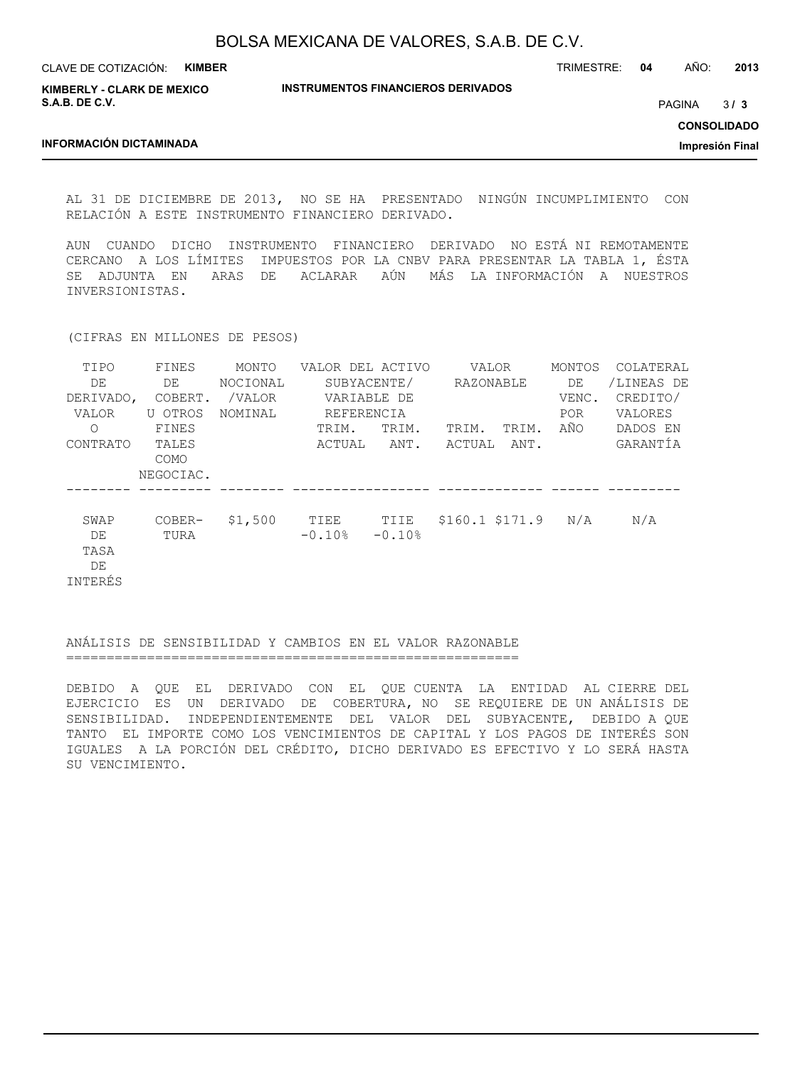AL 31 DE DICIEMBRE DE 2013, NO SE HA PRESENTADO NINGÚN INCUMPLIMIENTO CON RELACIÓN A ESTE INSTRUMENTO FINANCIERO DERIVADO.

AUN CUANDO DICHO INSTRUMENTO FINANCIERO DERIVADO NO ESTÁ NI REMOTAMENTE CERCANO A LOS LÍMITES IMPUESTOS POR LA CNBV PARA PRESENTAR LA TABLA 1, ÉSTA SE ADJUNTA EN ARAS DE ACLARAR AÚN MÁS LA INFORMACIÓN A NUESTROS INVERSIONISTAS.

(CIFRAS EN MILLONES DE PESOS)

| TIPO DE DERIVADO, VALOR O CONTRATO | FINES DE COBERT. U OTROS FINES TALES COMO NEGOCIAC. | MONTO NOCIONAL /VALOR NOMINAL | VALOR DEL ACTIVO SUBYACENTE/ VARIABLE DE REFERENCIA | | VALOR RAZONABLE | | MONTOS DE VENC. POR AÑO | COLATERAL /LINEAS DE CREDITO/ VALORES DADOS EN GARANTÍA |
|---|---|---|---|---|---|---|---|---|
| | | | TRIM. ACTUAL | TRIM. ANT. | TRIM. ACTUAL | TRIM. ANT. | | |
| SWAP DE TASA DE INTERÉS | COBER- TURA | $1,500 | TIEE -0.10% | TIIE -0.10% | $160.1 | $171.9 | N/A | N/A |

## ANÁLISIS DE SENSIBILIDAD Y CAMBIOS EN EL VALOR RAZONABLE

DEBIDO A QUE EL DERIVADO CON EL QUE CUENTA LA ENTIDAD AL CIERRE DEL EJERCICIO ES UN DERIVADO DE COBERTURA, NO SE REQUIERE DE UN ANÁLISIS DE SENSIBILIDAD. INDEPENDIENTEMENTE DEL VALOR DEL SUBYACENTE, DEBIDO A QUE TANTO EL IMPORTE COMO LOS VENCIMIENTOS DE CAPITAL Y LOS PAGOS DE INTERÉS SON IGUALES A LA PORCIÓN DEL CRÉDITO, DICHO DERIVADO ES EFECTIVO Y LO SERÁ HASTA SU VENCIMIENTO.